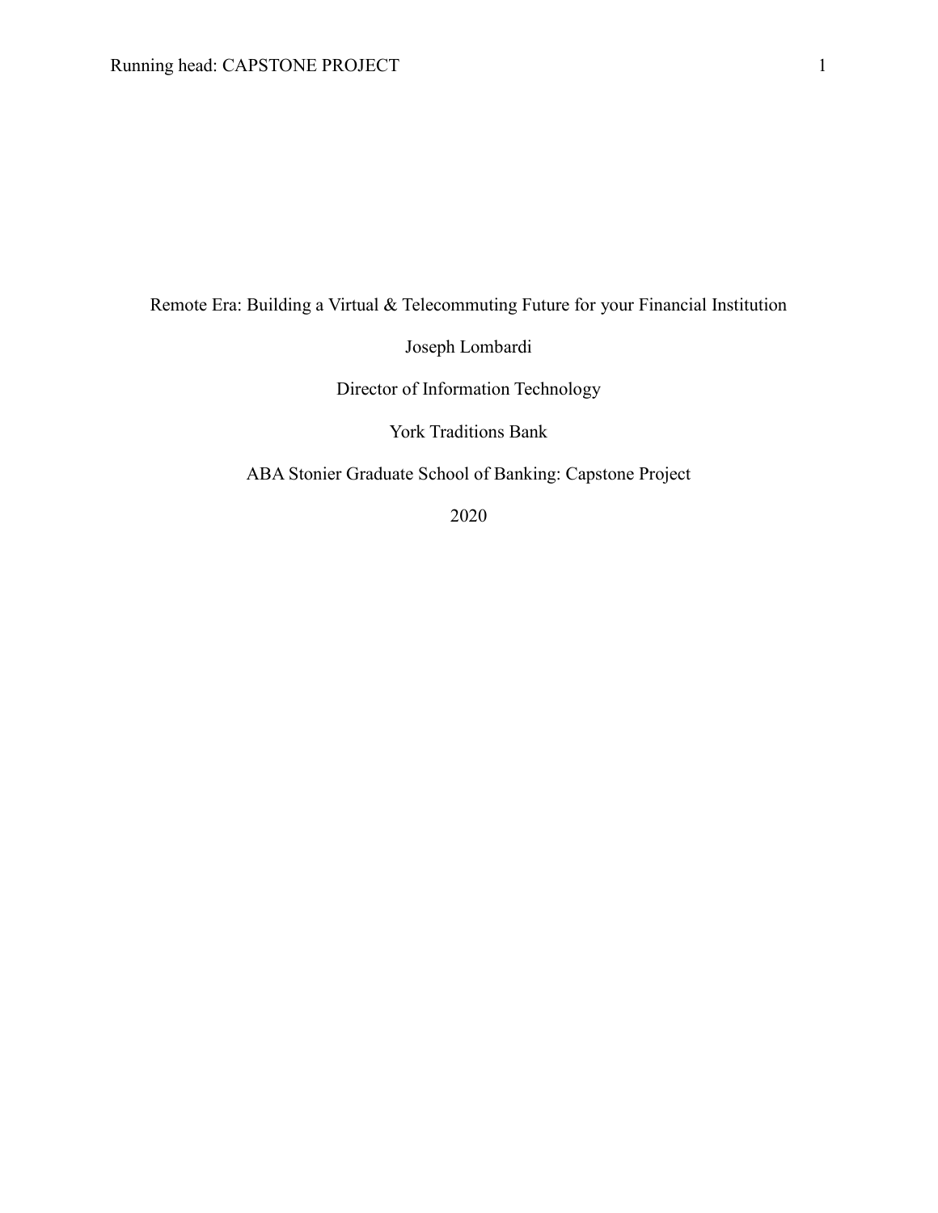# Remote Era: Building a Virtual & Telecommuting Future for your Financial Institution

Joseph Lombardi

Director of Information Technology

York Traditions Bank

ABA Stonier Graduate School of Banking: Capstone Project

2020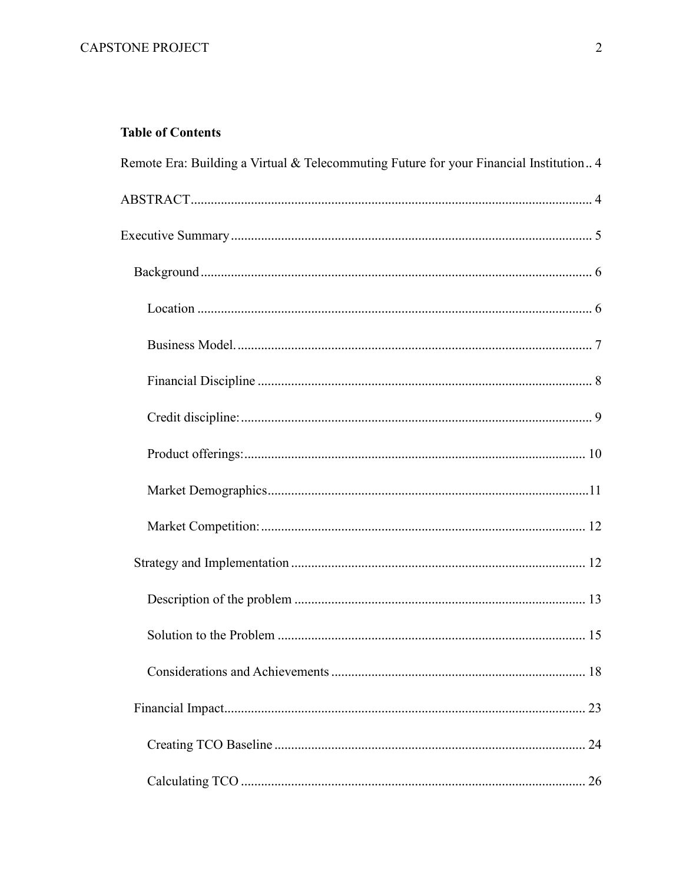**Table of Contents**

Remote Era: Building a Virtual & Telecommuting Future for your Financial Institution .. 4

ABSTRACT ........................................................................................................................ 4

Executive Summary ............................................................................................................ 5

- Background .................................................................................................................... 6
  - Location ...................................................................................................................... 6
  - Business Model. .......................................................................................................... 7
  - Financial Discipline .................................................................................................... 8
  - Credit discipline: ......................................................................................................... 9
  - Product offerings: ..................................................................................................... 10
  - Market Demographics ...............................................................................................11
  - Market Competition: ................................................................................................. 12
- Strategy and Implementation ....................................................................................... 12
  - Description of the problem ....................................................................................... 13
  - Solution to the Problem ............................................................................................ 15
  - Considerations and Achievements ............................................................................ 18
- Financial Impact........................................................................................................... 23
  - Creating TCO Baseline ............................................................................................. 24
  - Calculating TCO ....................................................................................................... 26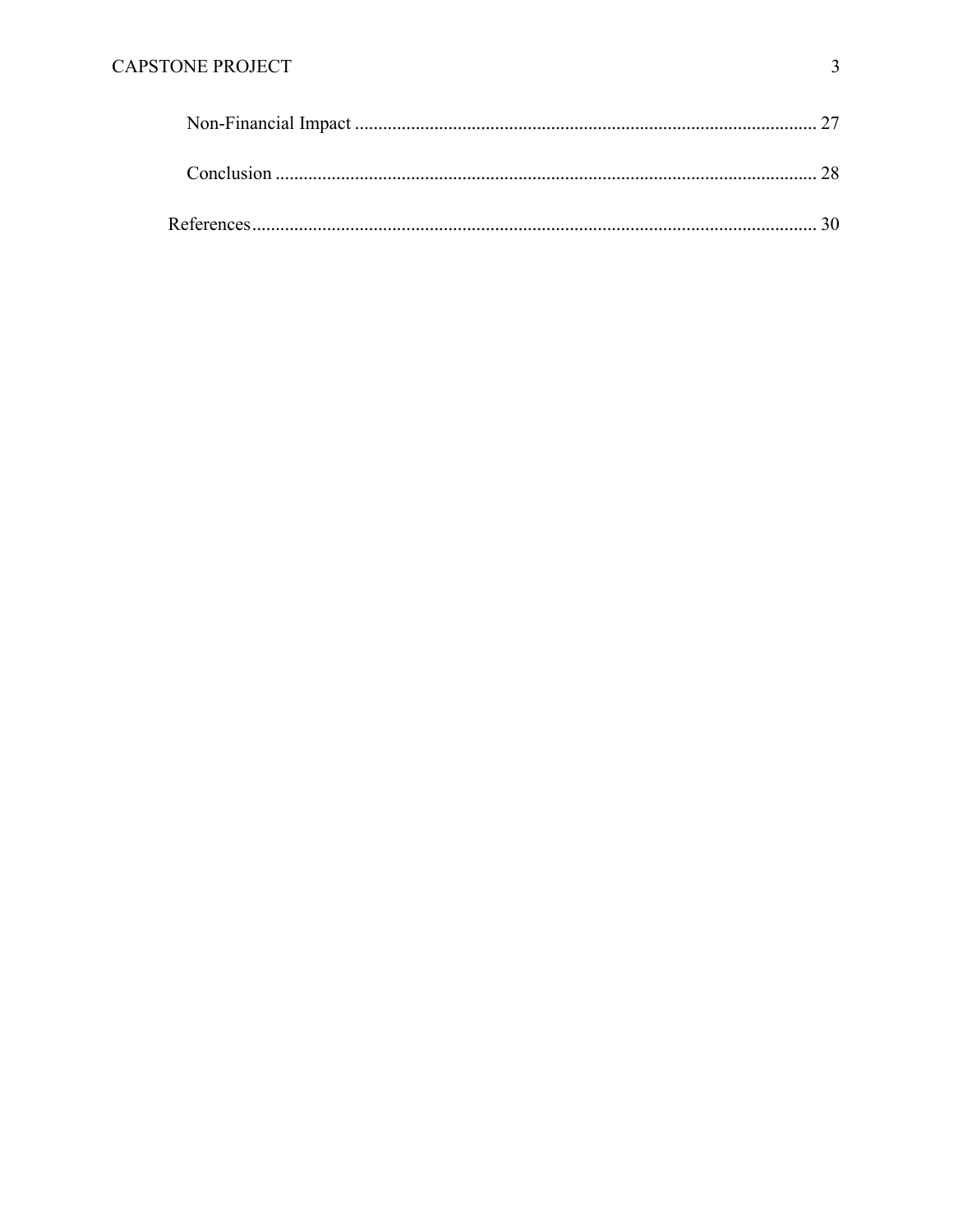Non-Financial Impact ................................................................................................. 27

Conclusion ................................................................................................................. 28

References ........................................................................................................................ 30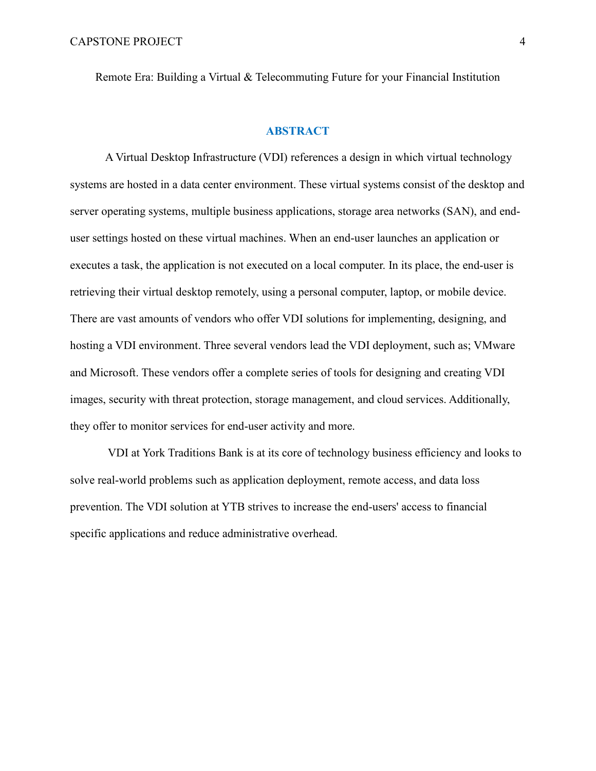Remote Era: Building a Virtual & Telecommuting Future for your Financial Institution

## ABSTRACT

A Virtual Desktop Infrastructure (VDI) references a design in which virtual technology systems are hosted in a data center environment. These virtual systems consist of the desktop and server operating systems, multiple business applications, storage area networks (SAN), and end-user settings hosted on these virtual machines. When an end-user launches an application or executes a task, the application is not executed on a local computer. In its place, the end-user is retrieving their virtual desktop remotely, using a personal computer, laptop, or mobile device. There are vast amounts of vendors who offer VDI solutions for implementing, designing, and hosting a VDI environment. Three several vendors lead the VDI deployment, such as; VMware and Microsoft. These vendors offer a complete series of tools for designing and creating VDI images, security with threat protection, storage management, and cloud services. Additionally, they offer to monitor services for end-user activity and more.

VDI at York Traditions Bank is at its core of technology business efficiency and looks to solve real-world problems such as application deployment, remote access, and data loss prevention. The VDI solution at YTB strives to increase the end-users' access to financial specific applications and reduce administrative overhead.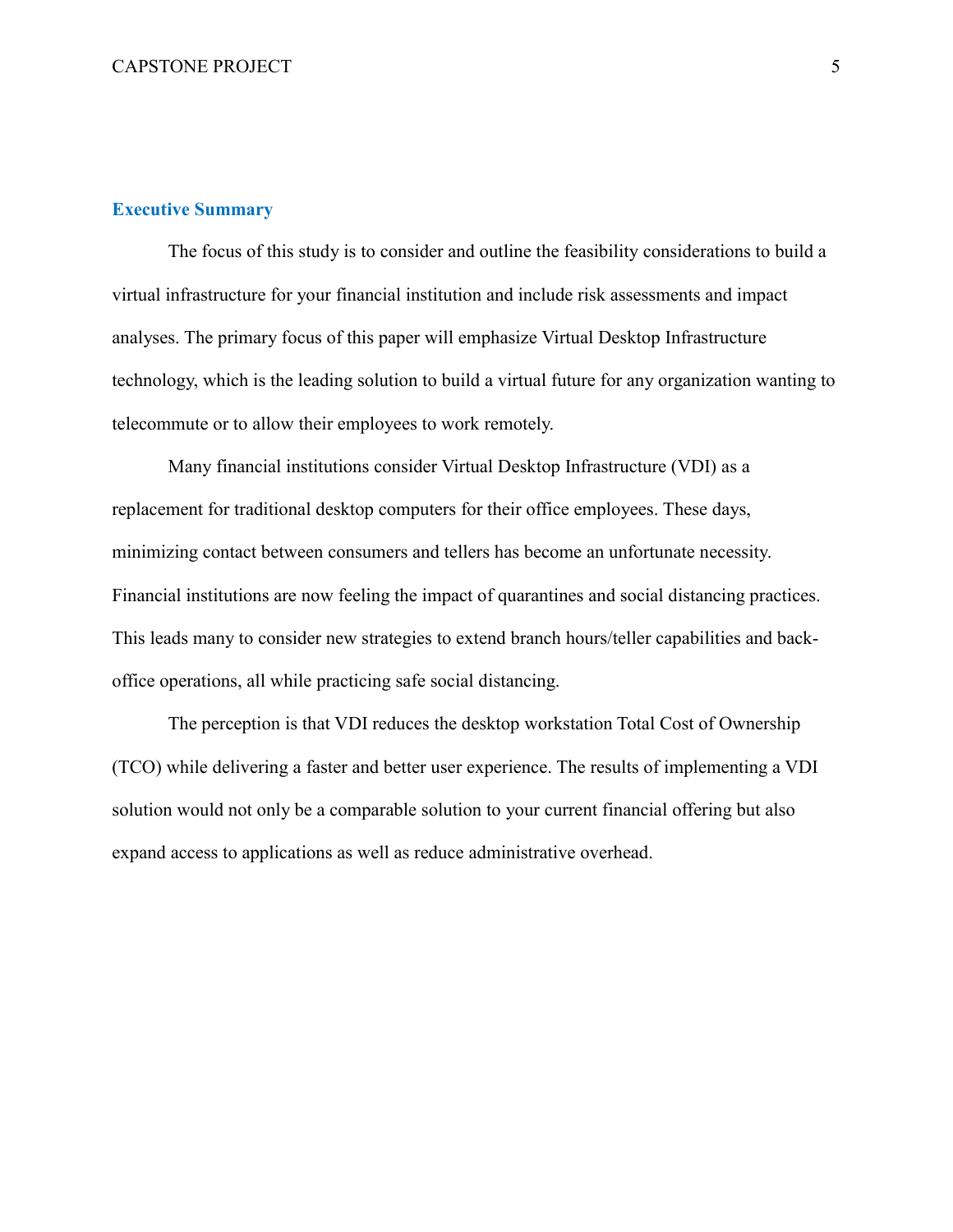## Executive Summary

The focus of this study is to consider and outline the feasibility considerations to build a virtual infrastructure for your financial institution and include risk assessments and impact analyses. The primary focus of this paper will emphasize Virtual Desktop Infrastructure technology, which is the leading solution to build a virtual future for any organization wanting to telecommute or to allow their employees to work remotely.

Many financial institutions consider Virtual Desktop Infrastructure (VDI) as a replacement for traditional desktop computers for their office employees. These days, minimizing contact between consumers and tellers has become an unfortunate necessity. Financial institutions are now feeling the impact of quarantines and social distancing practices. This leads many to consider new strategies to extend branch hours/teller capabilities and back-office operations, all while practicing safe social distancing.

The perception is that VDI reduces the desktop workstation Total Cost of Ownership (TCO) while delivering a faster and better user experience. The results of implementing a VDI solution would not only be a comparable solution to your current financial offering but also expand access to applications as well as reduce administrative overhead.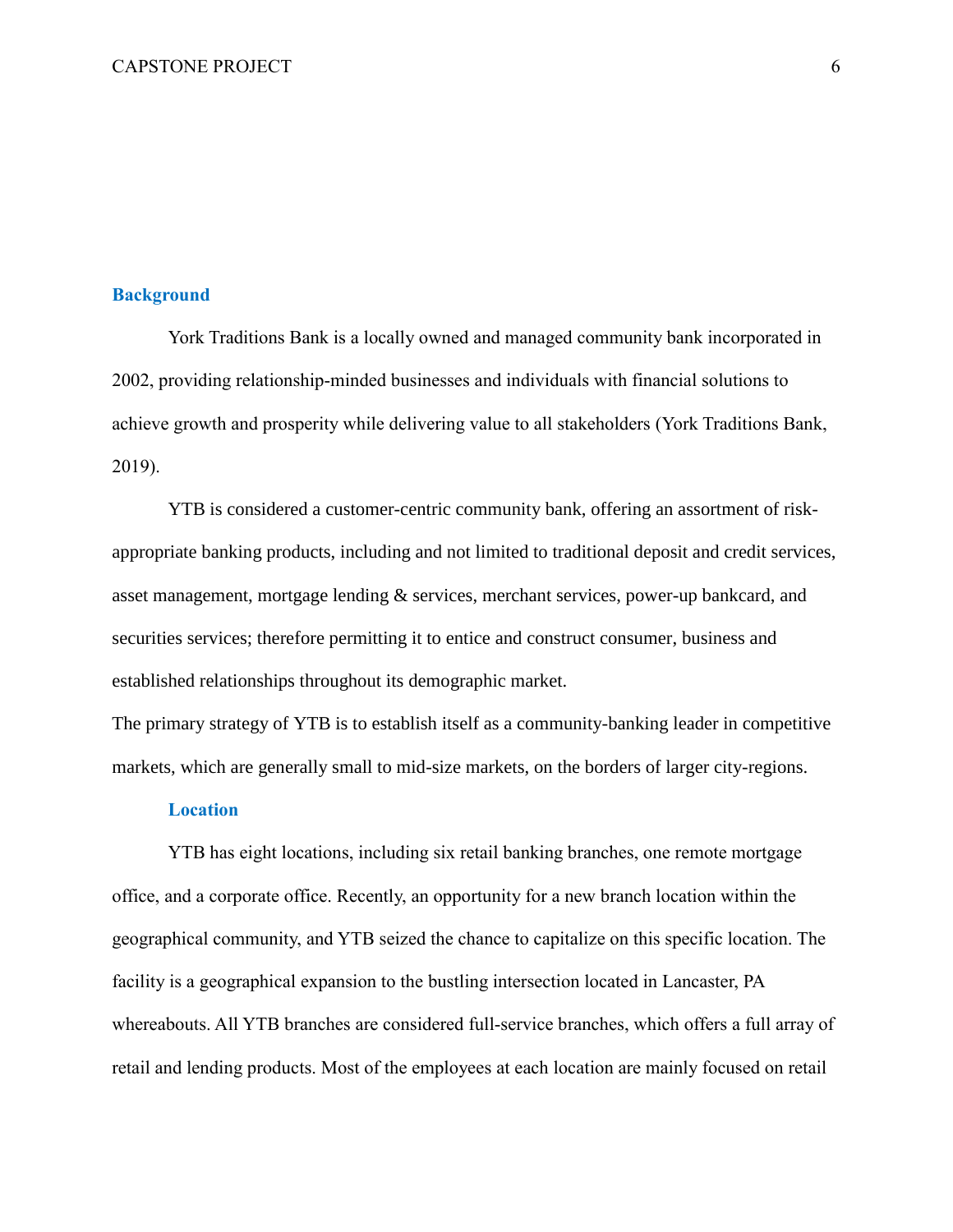## Background

York Traditions Bank is a locally owned and managed community bank incorporated in 2002, providing relationship-minded businesses and individuals with financial solutions to achieve growth and prosperity while delivering value to all stakeholders (York Traditions Bank, 2019).

YTB is considered a customer-centric community bank, offering an assortment of risk-appropriate banking products, including and not limited to traditional deposit and credit services, asset management, mortgage lending & services, merchant services, power-up bankcard, and securities services; therefore permitting it to entice and construct consumer, business and established relationships throughout its demographic market.

The primary strategy of YTB is to establish itself as a community-banking leader in competitive markets, which are generally small to mid-size markets, on the borders of larger city-regions.

### Location

YTB has eight locations, including six retail banking branches, one remote mortgage office, and a corporate office. Recently, an opportunity for a new branch location within the geographical community, and YTB seized the chance to capitalize on this specific location. The facility is a geographical expansion to the bustling intersection located in Lancaster, PA whereabouts. All YTB branches are considered full-service branches, which offers a full array of retail and lending products. Most of the employees at each location are mainly focused on retail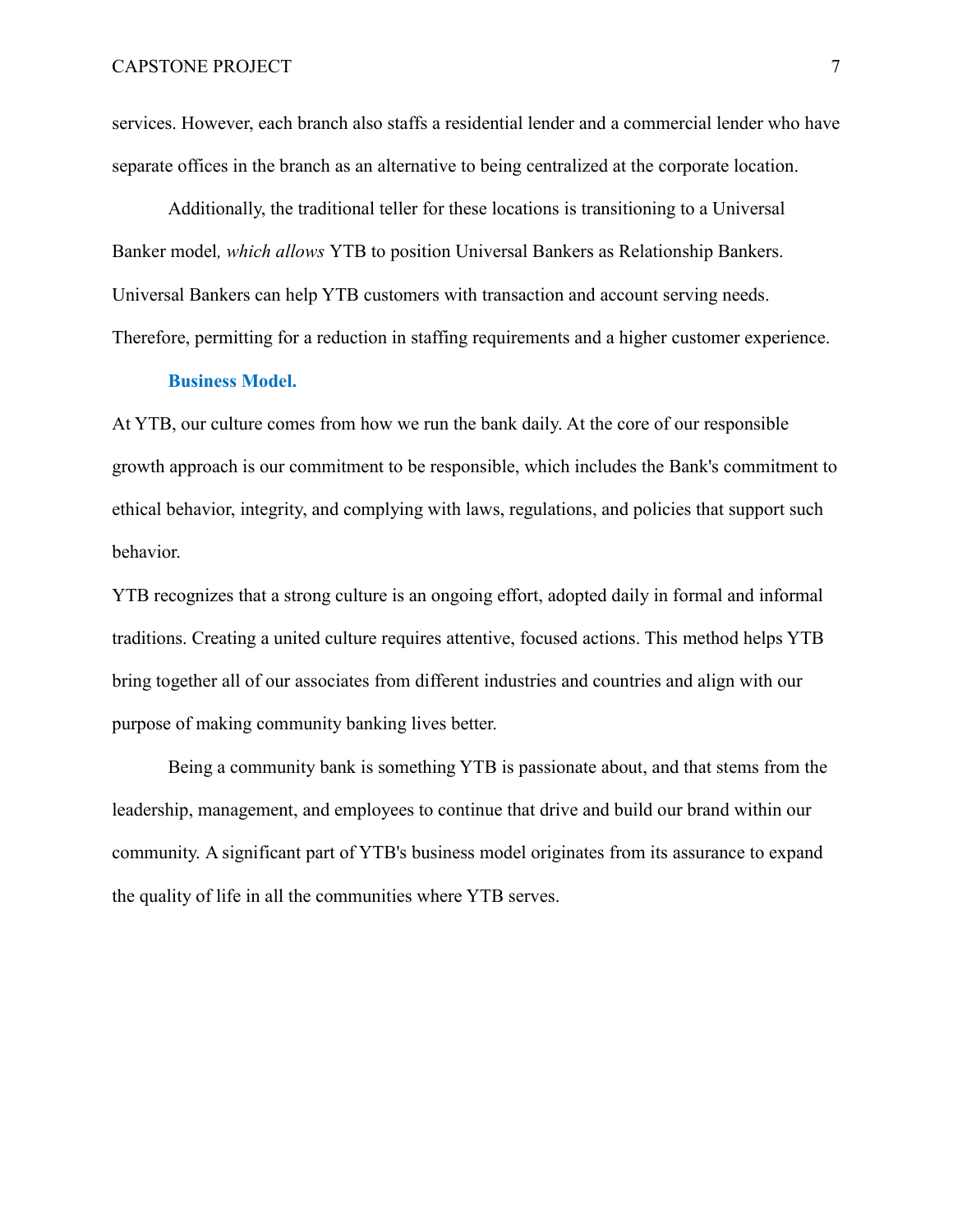services. However, each branch also staffs a residential lender and a commercial lender who have separate offices in the branch as an alternative to being centralized at the corporate location.

Additionally, the traditional teller for these locations is transitioning to a Universal Banker model*, which allows* YTB to position Universal Bankers as Relationship Bankers. Universal Bankers can help YTB customers with transaction and account serving needs. Therefore, permitting for a reduction in staffing requirements and a higher customer experience.

### Business Model.

At YTB, our culture comes from how we run the bank daily. At the core of our responsible growth approach is our commitment to be responsible, which includes the Bank's commitment to ethical behavior, integrity, and complying with laws, regulations, and policies that support such behavior.

YTB recognizes that a strong culture is an ongoing effort, adopted daily in formal and informal traditions. Creating a united culture requires attentive, focused actions. This method helps YTB bring together all of our associates from different industries and countries and align with our purpose of making community banking lives better.

Being a community bank is something YTB is passionate about, and that stems from the leadership, management, and employees to continue that drive and build our brand within our community. A significant part of YTB's business model originates from its assurance to expand the quality of life in all the communities where YTB serves.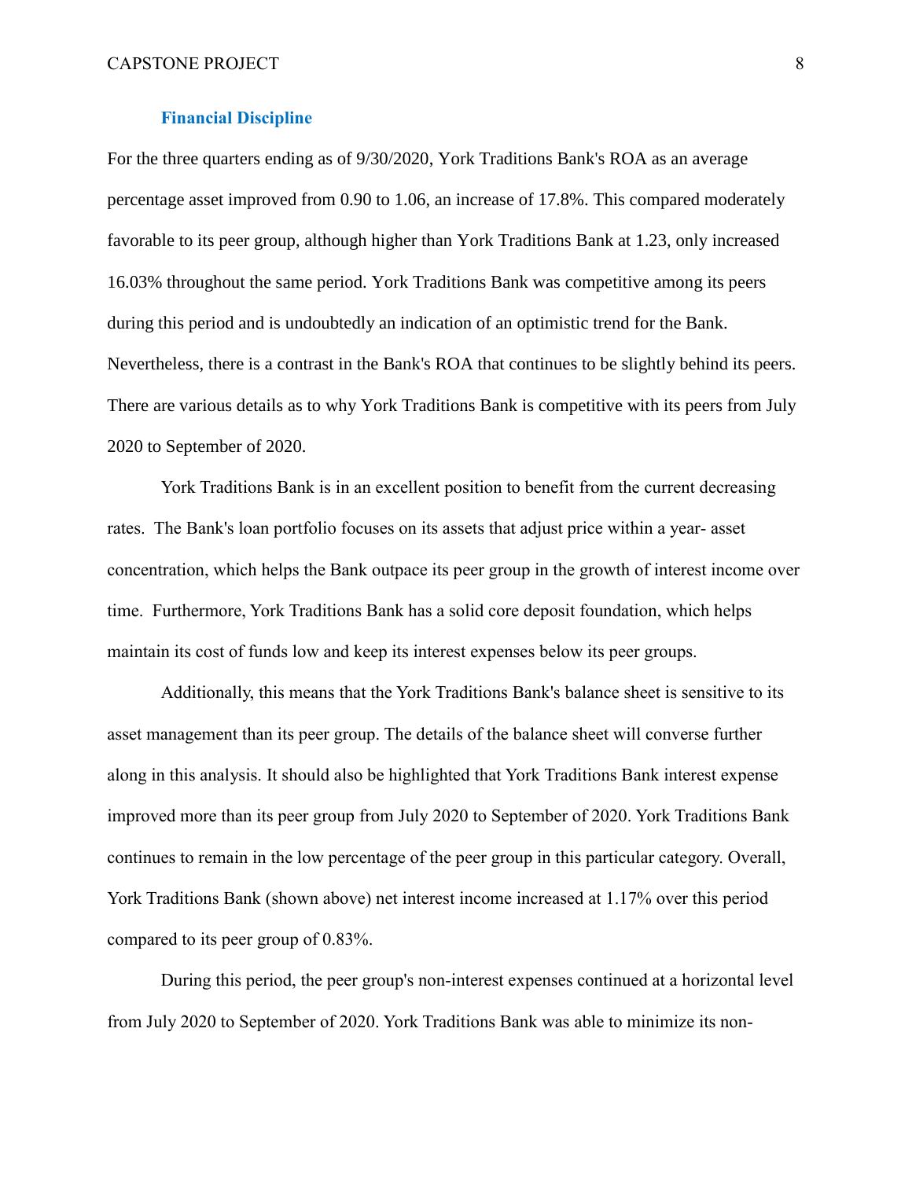### Financial Discipline

For the three quarters ending as of 9/30/2020, York Traditions Bank's ROA as an average percentage asset improved from 0.90 to 1.06, an increase of 17.8%. This compared moderately favorable to its peer group, although higher than York Traditions Bank at 1.23, only increased 16.03% throughout the same period. York Traditions Bank was competitive among its peers during this period and is undoubtedly an indication of an optimistic trend for the Bank. Nevertheless, there is a contrast in the Bank's ROA that continues to be slightly behind its peers. There are various details as to why York Traditions Bank is competitive with its peers from July 2020 to September of 2020.

York Traditions Bank is in an excellent position to benefit from the current decreasing rates. The Bank's loan portfolio focuses on its assets that adjust price within a year- asset concentration, which helps the Bank outpace its peer group in the growth of interest income over time. Furthermore, York Traditions Bank has a solid core deposit foundation, which helps maintain its cost of funds low and keep its interest expenses below its peer groups.

Additionally, this means that the York Traditions Bank's balance sheet is sensitive to its asset management than its peer group. The details of the balance sheet will converse further along in this analysis. It should also be highlighted that York Traditions Bank interest expense improved more than its peer group from July 2020 to September of 2020. York Traditions Bank continues to remain in the low percentage of the peer group in this particular category. Overall, York Traditions Bank (shown above) net interest income increased at 1.17% over this period compared to its peer group of 0.83%.

During this period, the peer group's non-interest expenses continued at a horizontal level from July 2020 to September of 2020. York Traditions Bank was able to minimize its non-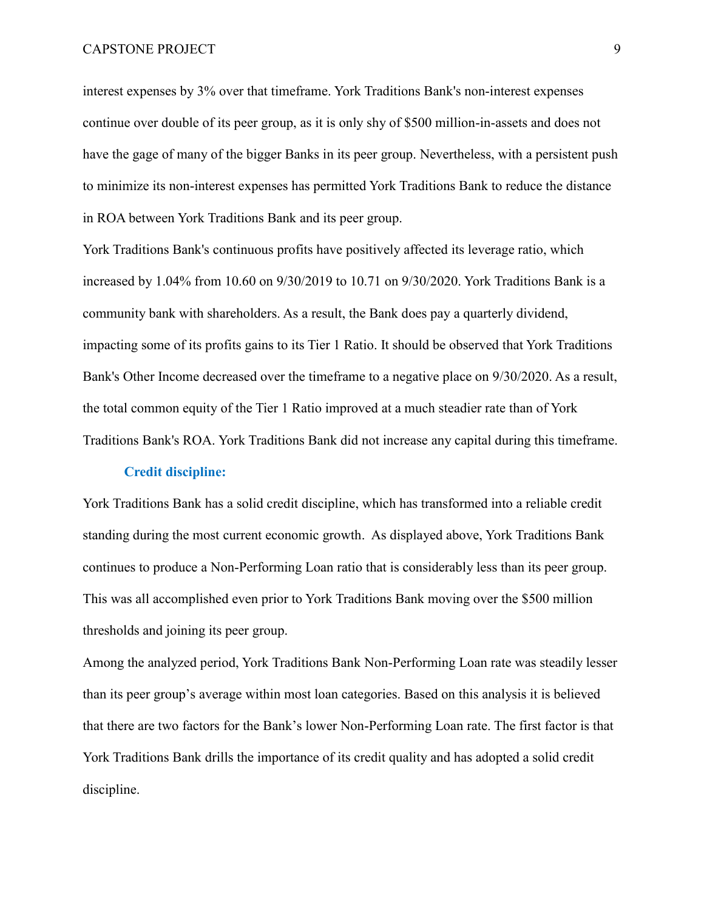interest expenses by 3% over that timeframe. York Traditions Bank's non-interest expenses continue over double of its peer group, as it is only shy of $500 million-in-assets and does not have the gage of many of the bigger Banks in its peer group. Nevertheless, with a persistent push to minimize its non-interest expenses has permitted York Traditions Bank to reduce the distance in ROA between York Traditions Bank and its peer group.

York Traditions Bank's continuous profits have positively affected its leverage ratio, which increased by 1.04% from 10.60 on 9/30/2019 to 10.71 on 9/30/2020. York Traditions Bank is a community bank with shareholders. As a result, the Bank does pay a quarterly dividend, impacting some of its profits gains to its Tier 1 Ratio. It should be observed that York Traditions Bank's Other Income decreased over the timeframe to a negative place on 9/30/2020. As a result, the total common equity of the Tier 1 Ratio improved at a much steadier rate than of York Traditions Bank's ROA. York Traditions Bank did not increase any capital during this timeframe.

**Credit discipline:**

York Traditions Bank has a solid credit discipline, which has transformed into a reliable credit standing during the most current economic growth. As displayed above, York Traditions Bank continues to produce a Non-Performing Loan ratio that is considerably less than its peer group. This was all accomplished even prior to York Traditions Bank moving over the $500 million thresholds and joining its peer group.

Among the analyzed period, York Traditions Bank Non-Performing Loan rate was steadily lesser than its peer group's average within most loan categories. Based on this analysis it is believed that there are two factors for the Bank's lower Non-Performing Loan rate. The first factor is that York Traditions Bank drills the importance of its credit quality and has adopted a solid credit discipline.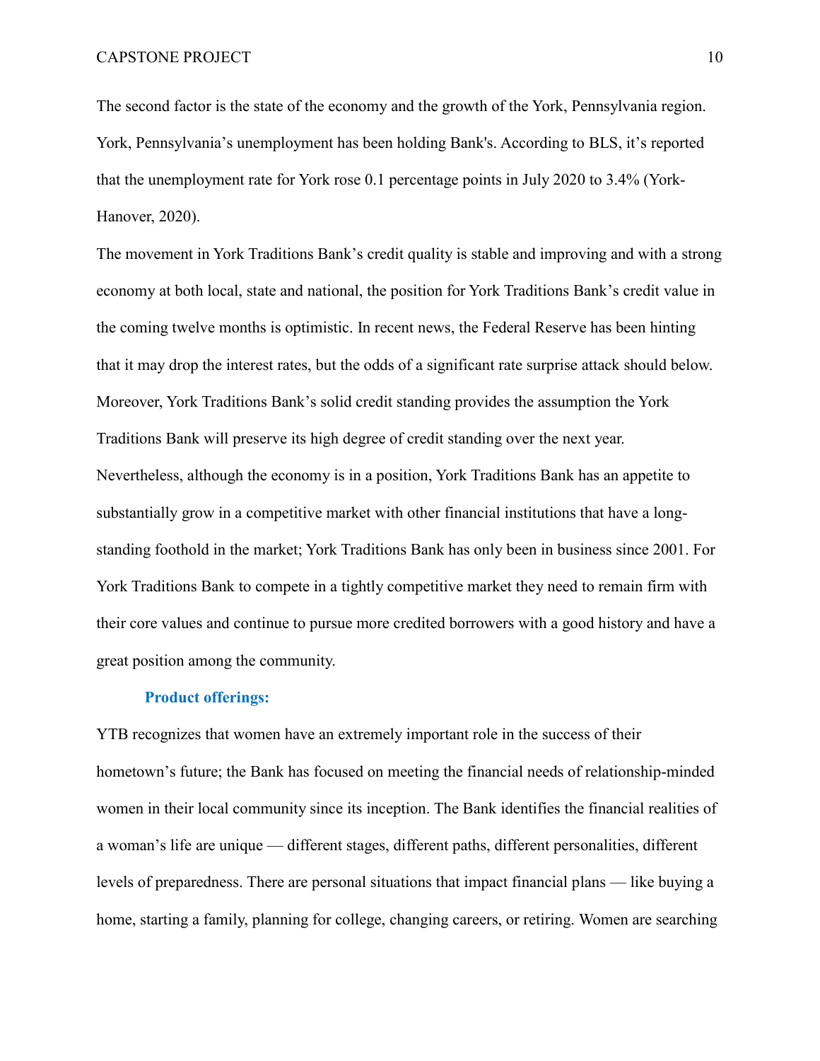The second factor is the state of the economy and the growth of the York, Pennsylvania region. York, Pennsylvania's unemployment has been holding Bank's. According to BLS, it's reported that the unemployment rate for York rose 0.1 percentage points in July 2020 to 3.4% (York-Hanover, 2020).

The movement in York Traditions Bank's credit quality is stable and improving and with a strong economy at both local, state and national, the position for York Traditions Bank's credit value in the coming twelve months is optimistic. In recent news, the Federal Reserve has been hinting that it may drop the interest rates, but the odds of a significant rate surprise attack should below. Moreover, York Traditions Bank's solid credit standing provides the assumption the York Traditions Bank will preserve its high degree of credit standing over the next year. Nevertheless, although the economy is in a position, York Traditions Bank has an appetite to substantially grow in a competitive market with other financial institutions that have a long-standing foothold in the market; York Traditions Bank has only been in business since 2001. For York Traditions Bank to compete in a tightly competitive market they need to remain firm with their core values and continue to pursue more credited borrowers with a good history and have a great position among the community.

### Product offerings:

YTB recognizes that women have an extremely important role in the success of their hometown's future; the Bank has focused on meeting the financial needs of relationship-minded women in their local community since its inception. The Bank identifies the financial realities of a woman's life are unique — different stages, different paths, different personalities, different levels of preparedness. There are personal situations that impact financial plans — like buying a home, starting a family, planning for college, changing careers, or retiring. Women are searching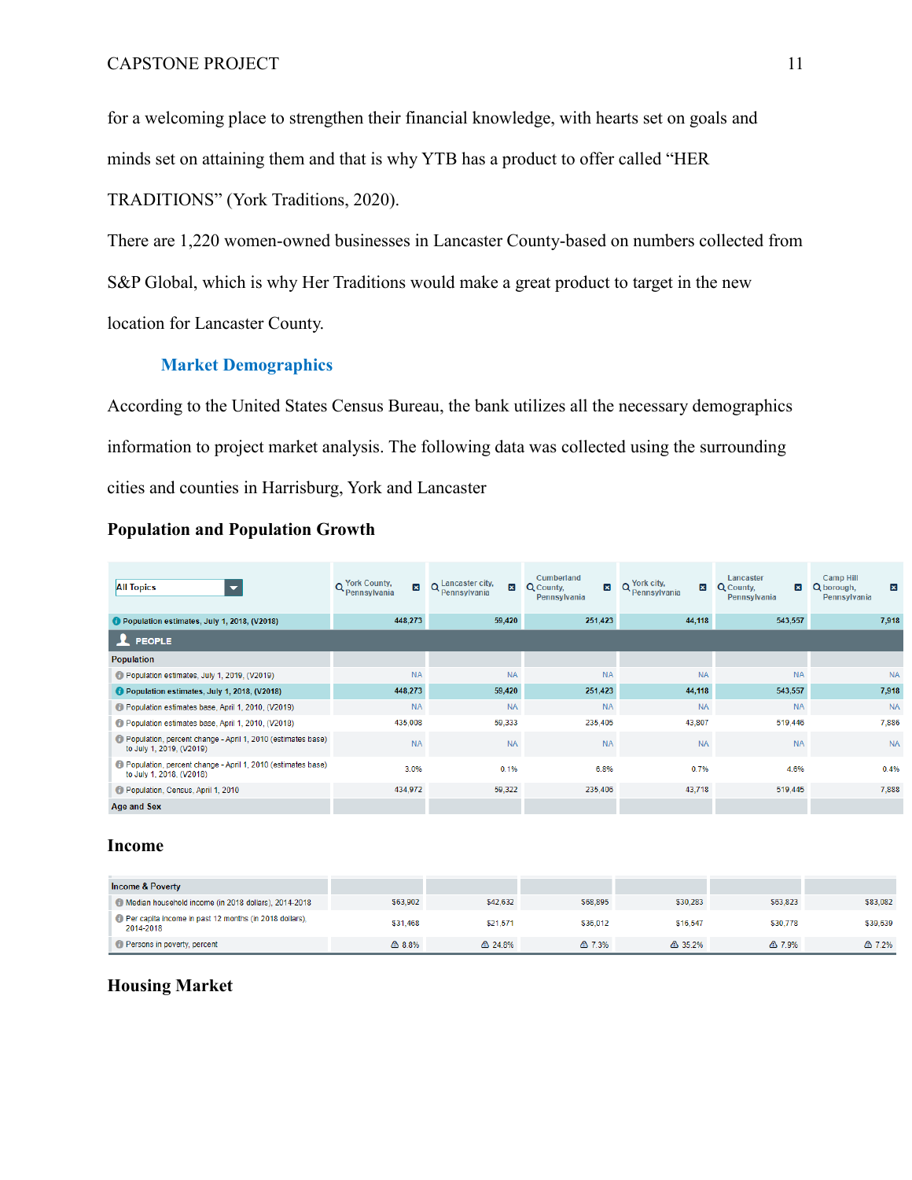for a welcoming place to strengthen their financial knowledge, with hearts set on goals and minds set on attaining them and that is why YTB has a product to offer called "HER TRADITIONS" (York Traditions, 2020).

There are 1,220 women-owned businesses in Lancaster County-based on numbers collected from S&P Global, which is why Her Traditions would make a great product to target in the new location for Lancaster County.

## Market Demographics

According to the United States Census Bureau, the bank utilizes all the necessary demographics information to project market analysis. The following data was collected using the surrounding cities and counties in Harrisburg, York and Lancaster

### Population and Population Growth

| All Topics | York County, Pennsylvania | Lancaster city, Pennsylvania | Cumberland County, Pennsylvania | York city, Pennsylvania | Lancaster County, Pennsylvania | Camp Hill borough, Pennsylvania |
|---|---|---|---|---|---|---|
| Population estimates, July 1, 2018, (V2018) | 448,273 | 59,420 | 251,423 | 44,118 | 543,557 | 7,918 |
| **PEOPLE** | | | | | | |
| **Population** | | | | | | |
| Population estimates, July 1, 2019, (V2019) | NA | NA | NA | NA | NA | NA |
| Population estimates, July 1, 2018, (V2018) | 448,273 | 59,420 | 251,423 | 44,118 | 543,557 | 7,918 |
| Population estimates base, April 1, 2010, (V2019) | NA | NA | NA | NA | NA | NA |
| Population estimates base, April 1, 2010, (V2018) | 435,008 | 59,333 | 235,405 | 43,807 | 519,446 | 7,886 |
| Population, percent change - April 1, 2010 (estimates base) to July 1, 2019, (V2019) | NA | NA | NA | NA | NA | NA |
| Population, percent change - April 1, 2010 (estimates base) to July 1, 2018, (V2018) | 3.0% | 0.1% | 6.8% | 0.7% | 4.6% | 0.4% |
| Population, Census, April 1, 2010 | 434,972 | 59,322 | 235,406 | 43,718 | 519,445 | 7,888 |
| **Age and Sex** | | | | | | |

### Income

| Income & Poverty | | | | | | |
|---|---|---|---|---|---|---|
| Median household income (in 2018 dollars), 2014-2018 | $63,902 | $42,632 | $68,895 | $30,283 | $63,823 | $83,082 |
| Per capita income in past 12 months (in 2018 dollars), 2014-2018 | $31,468 | $21,571 | $36,012 | $16,547 | $30,778 | $39,639 |
| Persons in poverty, percent | 8.8% | 24.8% | 7.3% | 35.2% | 7.9% | 7.2% |

### Housing Market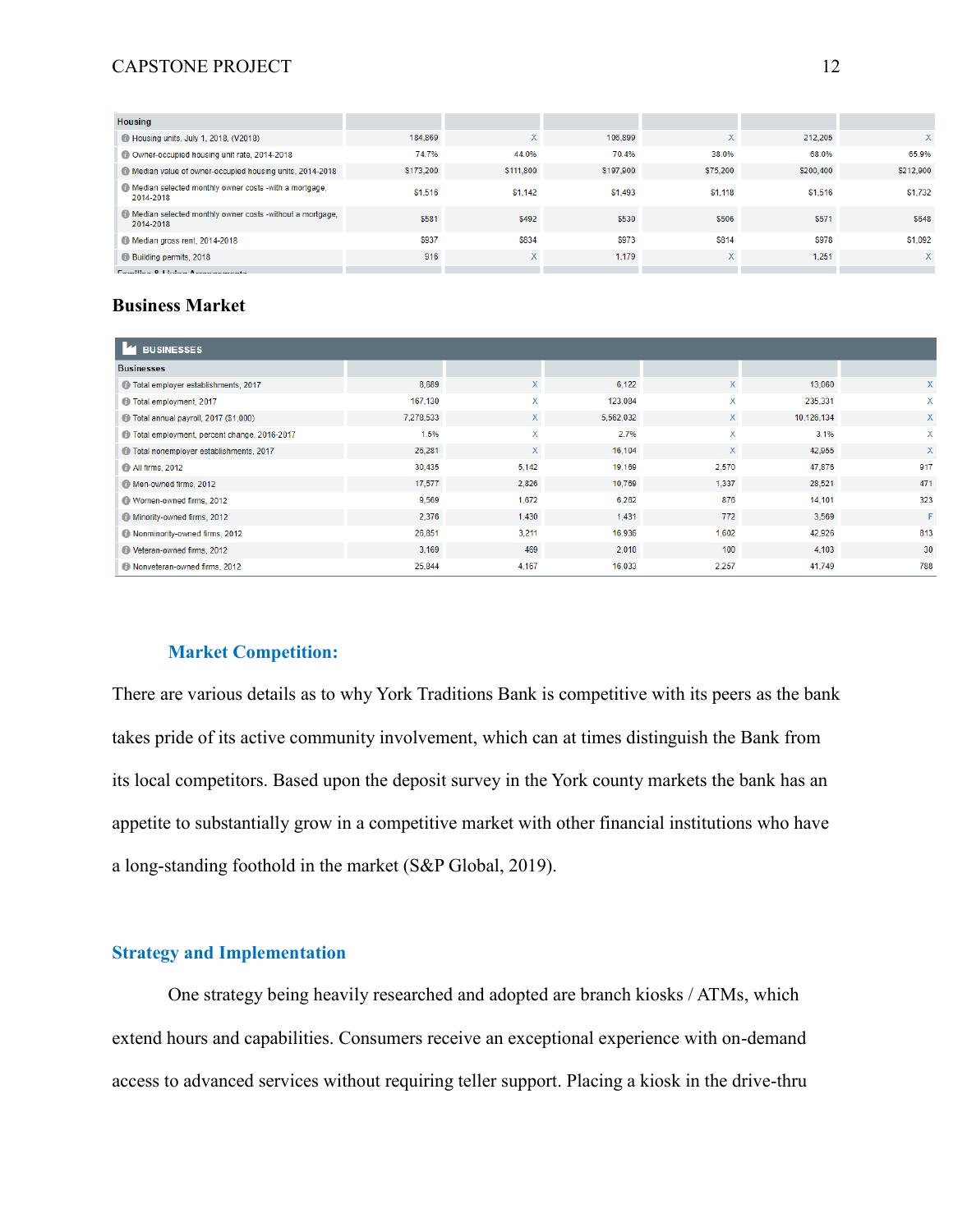| Housing | | | | | | |
|---|---|---|---|---|---|---|
| Housing units, July 1, 2018, (V2018) | 184,869 | X | 106,899 | X | 212,205 | X |
| Owner-occupied housing unit rate, 2014-2018 | 74.7% | 44.0% | 70.4% | 38.0% | 68.0% | 65.9% |
| Median value of owner-occupied housing units, 2014-2018 | $173,200 | $111,800 | $197,900 | $75,200 | $200,400 | $212,900 |
| Median selected monthly owner costs -with a mortgage, 2014-2018 | $1,516 | $1,142 | $1,493 | $1,118 | $1,516 | $1,732 |
| Median selected monthly owner costs -without a mortgage, 2014-2018 | $581 | $492 | $530 | $506 | $571 | $548 |
| Median gross rent, 2014-2018 | $937 | $834 | $973 | $814 | $978 | $1,092 |
| Building permits, 2018 | 916 | X | 1,179 | X | 1,251 | X |

## Business Market

| BUSINESSES | | | | | | |
|---|---|---|---|---|---|---|
| Businesses | | | | | | |
| Total employer establishments, 2017 | 8,689 | X | 6,122 | X | 13,060 | X |
| Total employment, 2017 | 167,130 | X | 123,084 | X | 235,331 | X |
| Total annual payroll, 2017 ($1,000) | 7,278,533 | X | 5,562,032 | X | 10,126,134 | X |
| Total employment, percent change, 2016-2017 | 1.5% | X | 2.7% | X | 3.1% | X |
| Total nonemployer establishments, 2017 | 26,281 | X | 16,104 | X | 42,955 | X |
| All firms, 2012 | 30,435 | 5,142 | 19,169 | 2,570 | 47,876 | 917 |
| Men-owned firms, 2012 | 17,577 | 2,826 | 10,769 | 1,337 | 28,521 | 471 |
| Women-owned firms, 2012 | 9,569 | 1,672 | 6,262 | 876 | 14,101 | 323 |
| Minority-owned firms, 2012 | 2,376 | 1,430 | 1,431 | 772 | 3,569 | F |
| Nonminority-owned firms, 2012 | 26,851 | 3,211 | 16,936 | 1,602 | 42,926 | 813 |
| Veteran-owned firms, 2012 | 3,169 | 469 | 2,010 | 100 | 4,103 | 30 |
| Nonveteran-owned firms, 2012 | 25,844 | 4,167 | 16,033 | 2,257 | 41,749 | 788 |

### Market Competition:

There are various details as to why York Traditions Bank is competitive with its peers as the bank takes pride of its active community involvement, which can at times distinguish the Bank from its local competitors. Based upon the deposit survey in the York county markets the bank has an appetite to substantially grow in a competitive market with other financial institutions who have a long-standing foothold in the market (S&P Global, 2019).

### Strategy and Implementation

One strategy being heavily researched and adopted are branch kiosks / ATMs, which extend hours and capabilities. Consumers receive an exceptional experience with on-demand access to advanced services without requiring teller support. Placing a kiosk in the drive-thru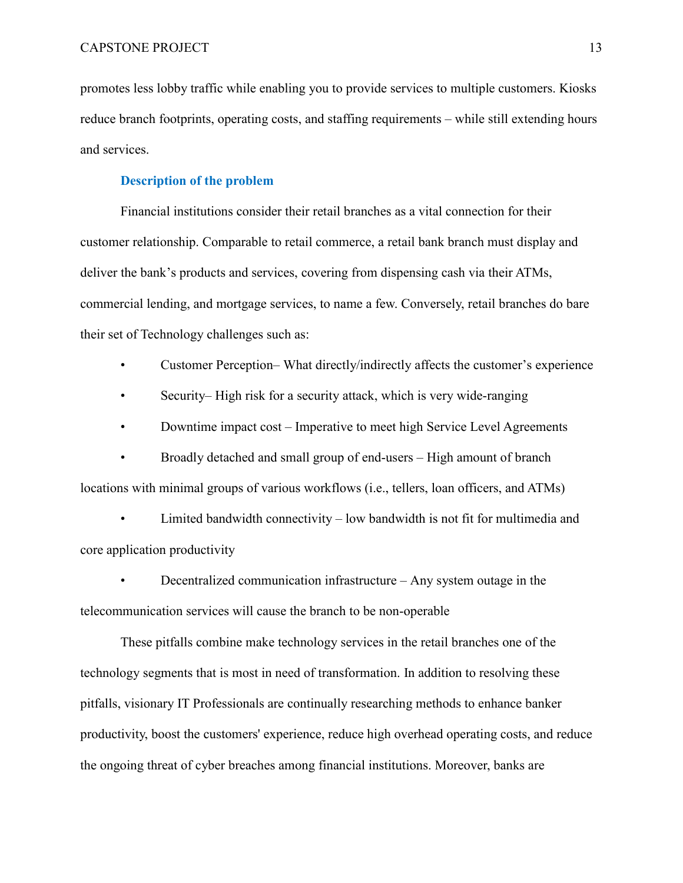promotes less lobby traffic while enabling you to provide services to multiple customers. Kiosks reduce branch footprints, operating costs, and staffing requirements – while still extending hours and services.

### Description of the problem

Financial institutions consider their retail branches as a vital connection for their customer relationship. Comparable to retail commerce, a retail bank branch must display and deliver the bank's products and services, covering from dispensing cash via their ATMs, commercial lending, and mortgage services, to name a few. Conversely, retail branches do bare their set of Technology challenges such as:

- Customer Perception– What directly/indirectly affects the customer's experience
- Security– High risk for a security attack, which is very wide-ranging
- Downtime impact cost – Imperative to meet high Service Level Agreements
- Broadly detached and small group of end-users – High amount of branch locations with minimal groups of various workflows (i.e., tellers, loan officers, and ATMs)
- Limited bandwidth connectivity – low bandwidth is not fit for multimedia and core application productivity
- Decentralized communication infrastructure – Any system outage in the telecommunication services will cause the branch to be non-operable

These pitfalls combine make technology services in the retail branches one of the technology segments that is most in need of transformation. In addition to resolving these pitfalls, visionary IT Professionals are continually researching methods to enhance banker productivity, boost the customers' experience, reduce high overhead operating costs, and reduce the ongoing threat of cyber breaches among financial institutions. Moreover, banks are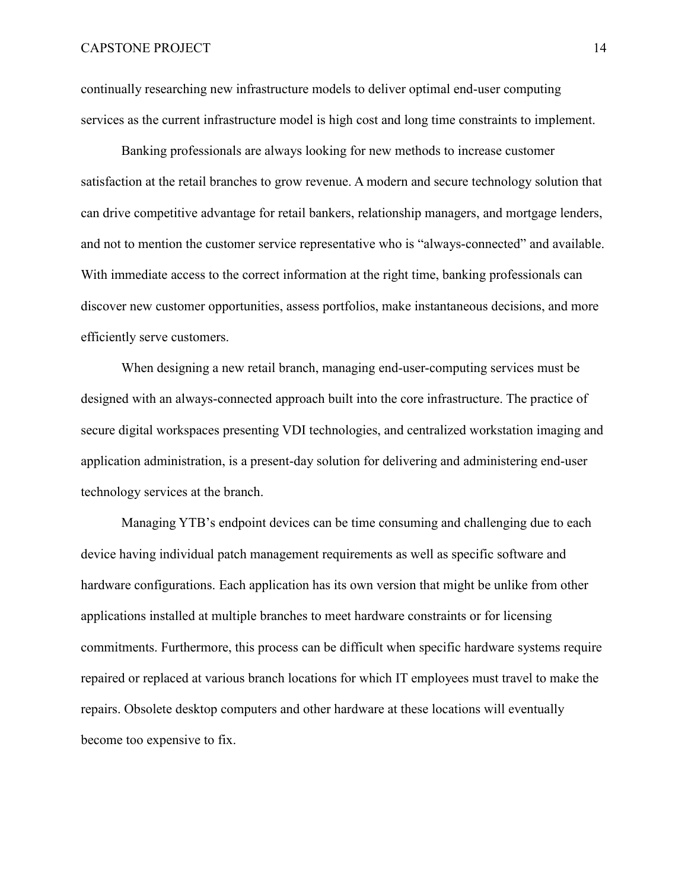continually researching new infrastructure models to deliver optimal end-user computing services as the current infrastructure model is high cost and long time constraints to implement.

Banking professionals are always looking for new methods to increase customer satisfaction at the retail branches to grow revenue. A modern and secure technology solution that can drive competitive advantage for retail bankers, relationship managers, and mortgage lenders, and not to mention the customer service representative who is "always-connected" and available. With immediate access to the correct information at the right time, banking professionals can discover new customer opportunities, assess portfolios, make instantaneous decisions, and more efficiently serve customers.

When designing a new retail branch, managing end-user-computing services must be designed with an always-connected approach built into the core infrastructure. The practice of secure digital workspaces presenting VDI technologies, and centralized workstation imaging and application administration, is a present-day solution for delivering and administering end-user technology services at the branch.

Managing YTB's endpoint devices can be time consuming and challenging due to each device having individual patch management requirements as well as specific software and hardware configurations. Each application has its own version that might be unlike from other applications installed at multiple branches to meet hardware constraints or for licensing commitments. Furthermore, this process can be difficult when specific hardware systems require repaired or replaced at various branch locations for which IT employees must travel to make the repairs. Obsolete desktop computers and other hardware at these locations will eventually become too expensive to fix.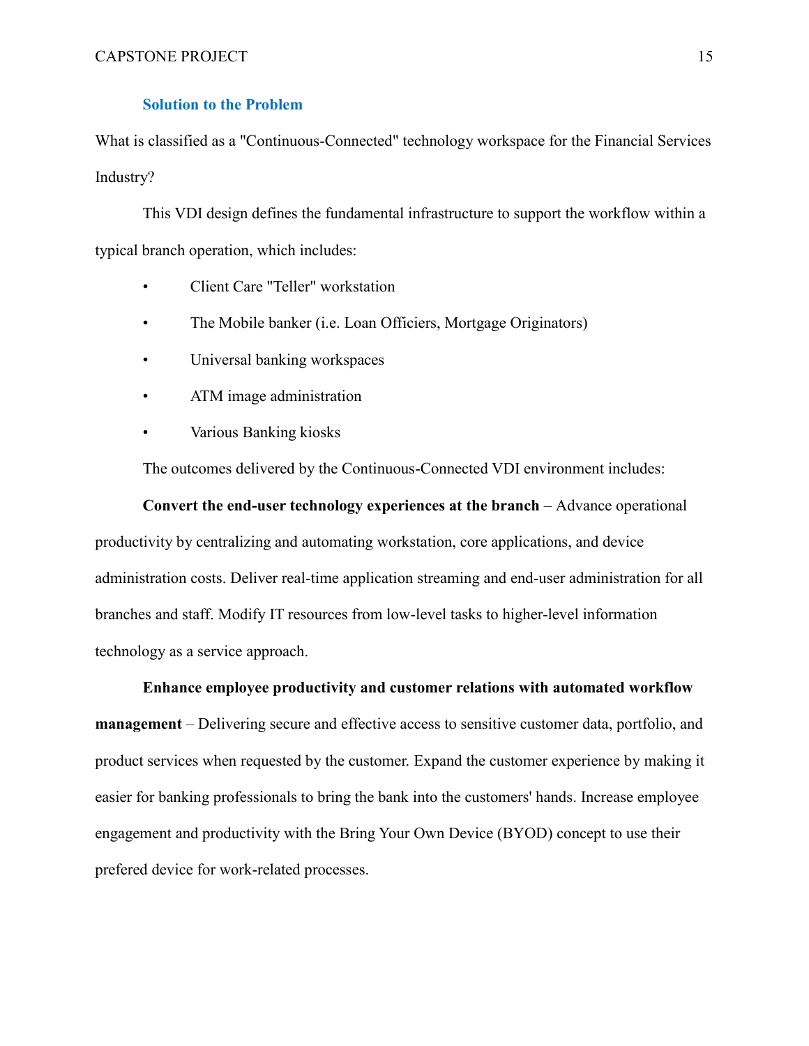## Solution to the Problem

What is classified as a "Continuous-Connected" technology workspace for the Financial Services Industry?

This VDI design defines the fundamental infrastructure to support the workflow within a typical branch operation, which includes:

- Client Care "Teller" workstation
- The Mobile banker (i.e. Loan Officiers, Mortgage Originators)
- Universal banking workspaces
- ATM image administration
- Various Banking kiosks

The outcomes delivered by the Continuous-Connected VDI environment includes:

**Convert the end-user technology experiences at the branch** – Advance operational productivity by centralizing and automating workstation, core applications, and device administration costs. Deliver real-time application streaming and end-user administration for all branches and staff. Modify IT resources from low-level tasks to higher-level information technology as a service approach.

**Enhance employee productivity and customer relations with automated workflow management** – Delivering secure and effective access to sensitive customer data, portfolio, and product services when requested by the customer. Expand the customer experience by making it easier for banking professionals to bring the bank into the customers' hands. Increase employee engagement and productivity with the Bring Your Own Device (BYOD) concept to use their prefered device for work-related processes.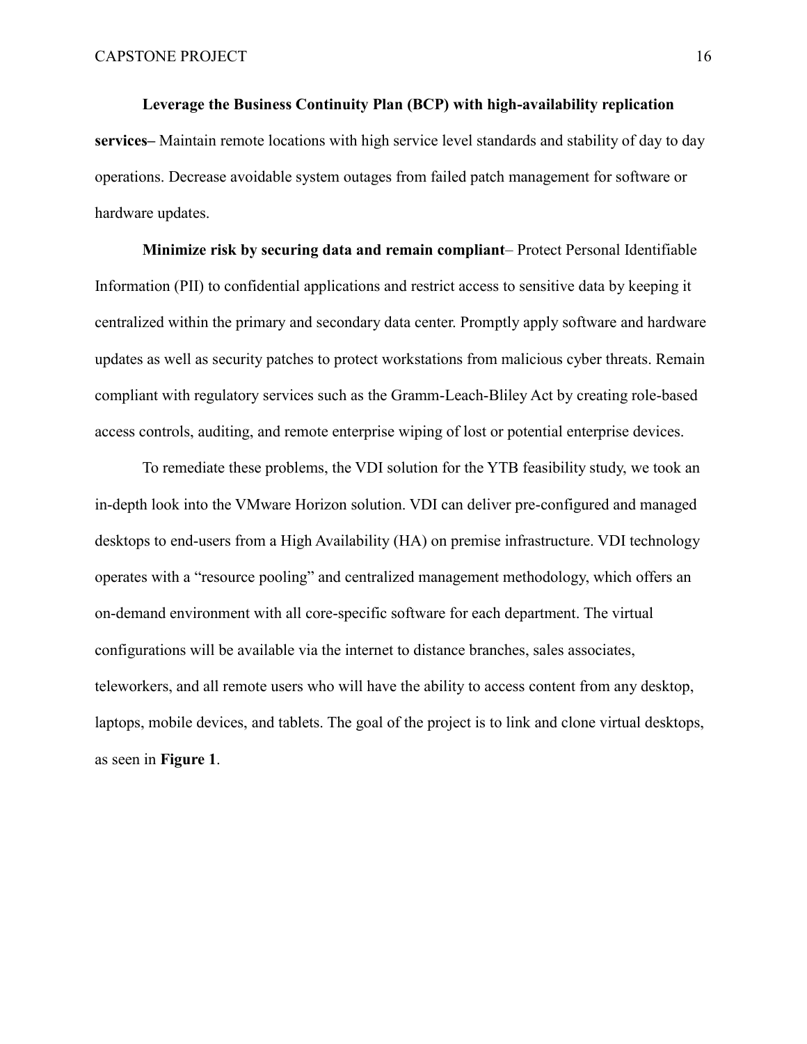**Leverage the Business Continuity Plan (BCP) with high-availability replication services–** Maintain remote locations with high service level standards and stability of day to day operations. Decrease avoidable system outages from failed patch management for software or hardware updates.

**Minimize risk by securing data and remain compliant**– Protect Personal Identifiable Information (PII) to confidential applications and restrict access to sensitive data by keeping it centralized within the primary and secondary data center. Promptly apply software and hardware updates as well as security patches to protect workstations from malicious cyber threats. Remain compliant with regulatory services such as the Gramm-Leach-Bliley Act by creating role-based access controls, auditing, and remote enterprise wiping of lost or potential enterprise devices.

To remediate these problems, the VDI solution for the YTB feasibility study, we took an in-depth look into the VMware Horizon solution. VDI can deliver pre-configured and managed desktops to end-users from a High Availability (HA) on premise infrastructure. VDI technology operates with a "resource pooling" and centralized management methodology, which offers an on-demand environment with all core-specific software for each department. The virtual configurations will be available via the internet to distance branches, sales associates, teleworkers, and all remote users who will have the ability to access content from any desktop, laptops, mobile devices, and tablets. The goal of the project is to link and clone virtual desktops, as seen in **Figure 1**.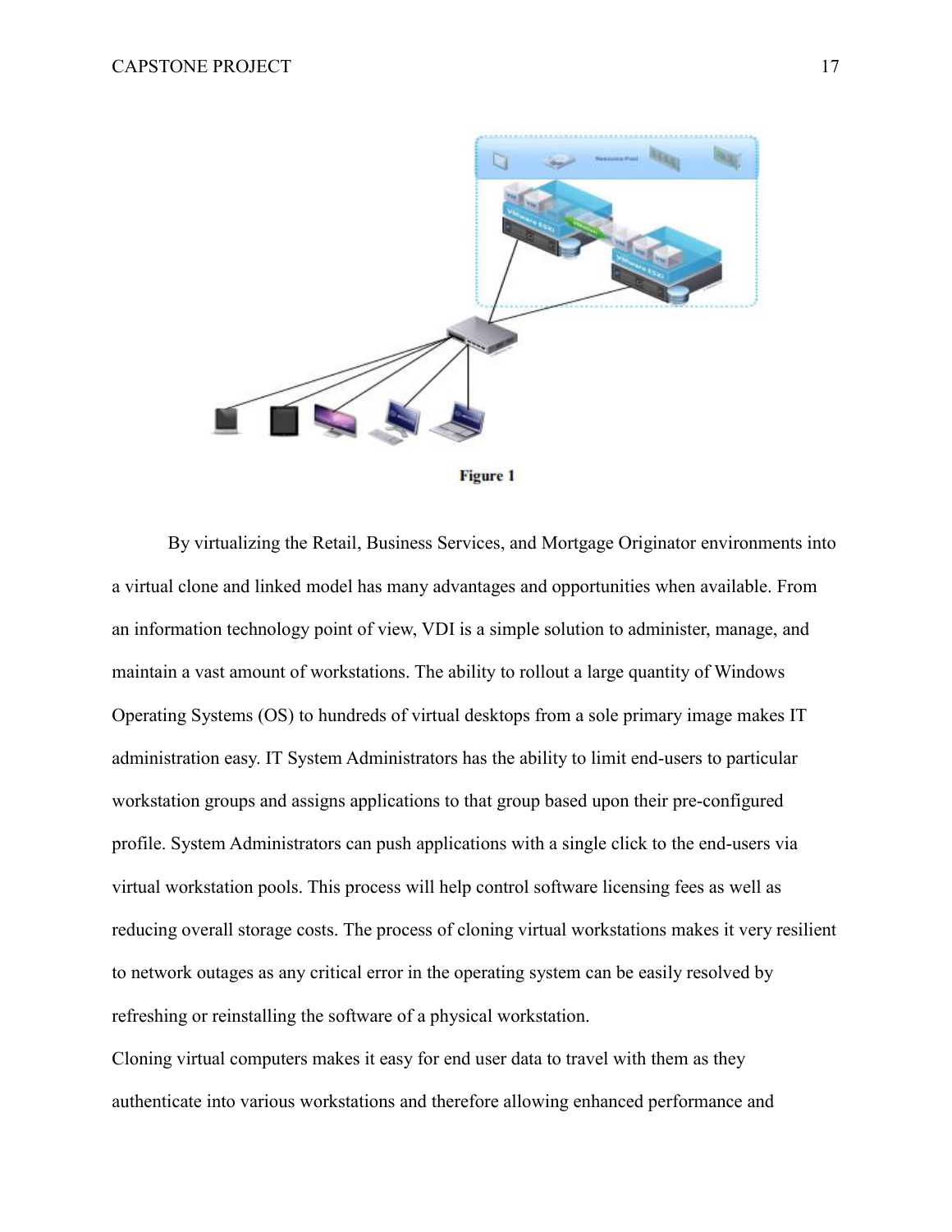Figure 1

By virtualizing the Retail, Business Services, and Mortgage Originator environments into a virtual clone and linked model has many advantages and opportunities when available. From an information technology point of view, VDI is a simple solution to administer, manage, and maintain a vast amount of workstations. The ability to rollout a large quantity of Windows Operating Systems (OS) to hundreds of virtual desktops from a sole primary image makes IT administration easy. IT System Administrators has the ability to limit end-users to particular workstation groups and assigns applications to that group based upon their pre-configured profile. System Administrators can push applications with a single click to the end-users via virtual workstation pools. This process will help control software licensing fees as well as reducing overall storage costs. The process of cloning virtual workstations makes it very resilient to network outages as any critical error in the operating system can be easily resolved by refreshing or reinstalling the software of a physical workstation.

Cloning virtual computers makes it easy for end user data to travel with them as they authenticate into various workstations and therefore allowing enhanced performance and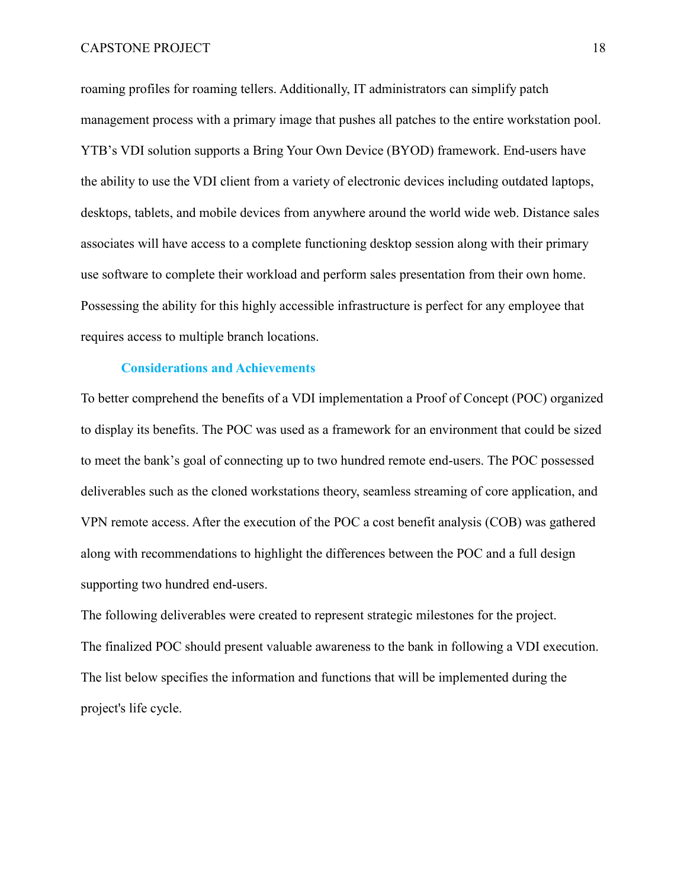roaming profiles for roaming tellers. Additionally, IT administrators can simplify patch management process with a primary image that pushes all patches to the entire workstation pool. YTB's VDI solution supports a Bring Your Own Device (BYOD) framework. End-users have the ability to use the VDI client from a variety of electronic devices including outdated laptops, desktops, tablets, and mobile devices from anywhere around the world wide web. Distance sales associates will have access to a complete functioning desktop session along with their primary use software to complete their workload and perform sales presentation from their own home. Possessing the ability for this highly accessible infrastructure is perfect for any employee that requires access to multiple branch locations.

## Considerations and Achievements

To better comprehend the benefits of a VDI implementation a Proof of Concept (POC) organized to display its benefits. The POC was used as a framework for an environment that could be sized to meet the bank's goal of connecting up to two hundred remote end-users. The POC possessed deliverables such as the cloned workstations theory, seamless streaming of core application, and VPN remote access. After the execution of the POC a cost benefit analysis (COB) was gathered along with recommendations to highlight the differences between the POC and a full design supporting two hundred end-users.

The following deliverables were created to represent strategic milestones for the project. The finalized POC should present valuable awareness to the bank in following a VDI execution. The list below specifies the information and functions that will be implemented during the project's life cycle.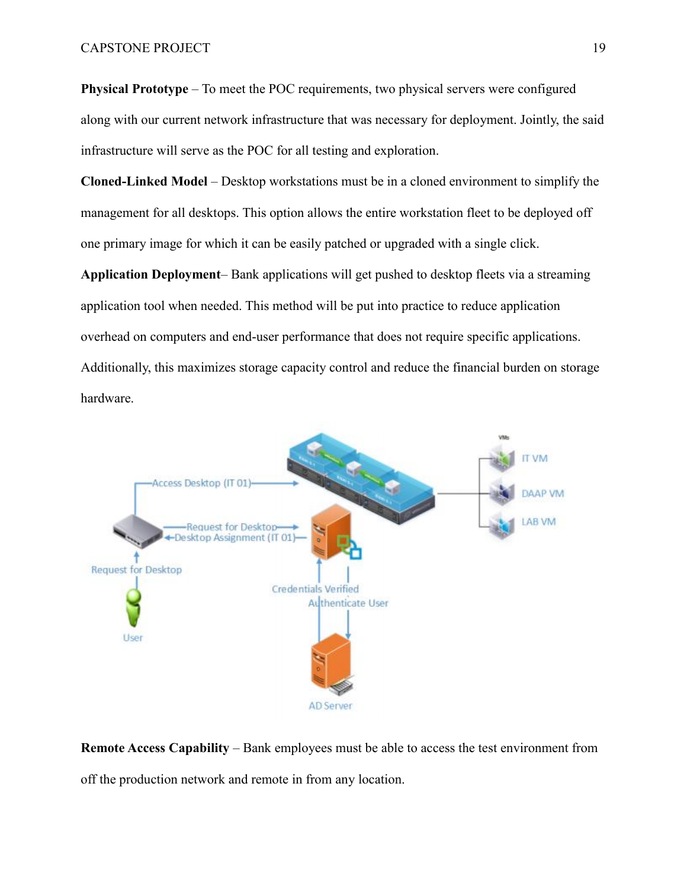**Physical Prototype** – To meet the POC requirements, two physical servers were configured along with our current network infrastructure that was necessary for deployment. Jointly, the said infrastructure will serve as the POC for all testing and exploration.

**Cloned-Linked Model** – Desktop workstations must be in a cloned environment to simplify the management for all desktops. This option allows the entire workstation fleet to be deployed off one primary image for which it can be easily patched or upgraded with a single click.

**Application Deployment**– Bank applications will get pushed to desktop fleets via a streaming application tool when needed. This method will be put into practice to reduce application overhead on computers and end-user performance that does not require specific applications. Additionally, this maximizes storage capacity control and reduce the financial burden on storage hardware.

**Remote Access Capability** – Bank employees must be able to access the test environment from off the production network and remote in from any location.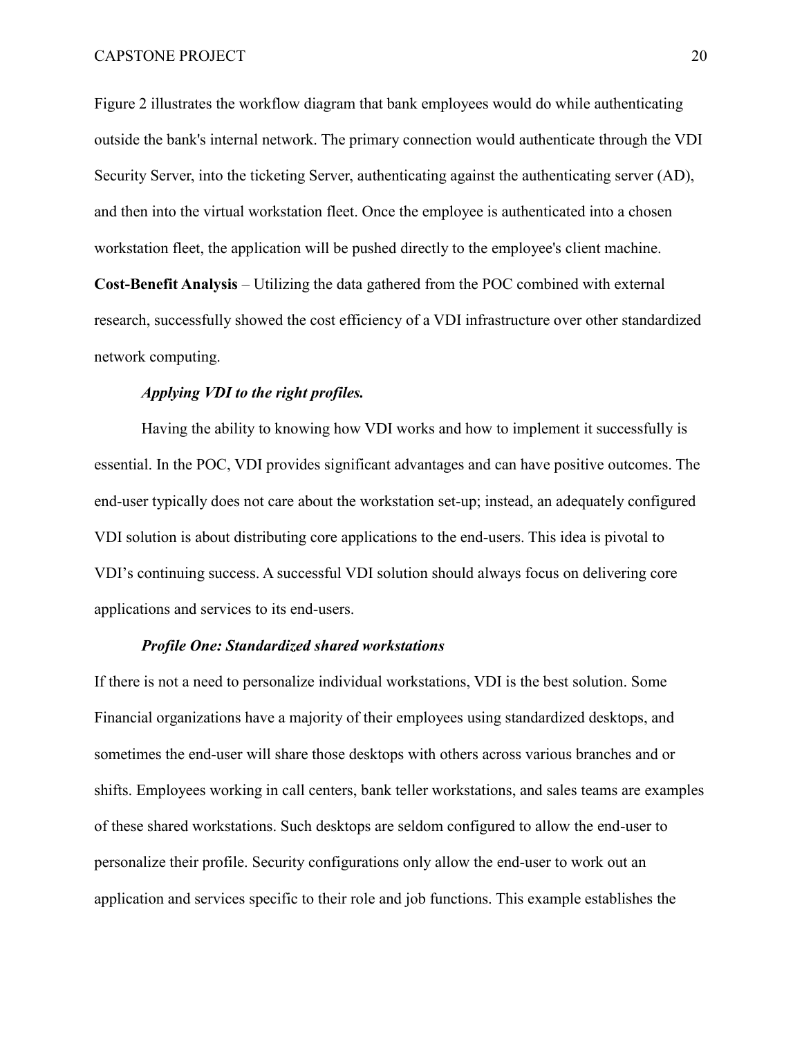Figure 2 illustrates the workflow diagram that bank employees would do while authenticating outside the bank's internal network. The primary connection would authenticate through the VDI Security Server, into the ticketing Server, authenticating against the authenticating server (AD), and then into the virtual workstation fleet. Once the employee is authenticated into a chosen workstation fleet, the application will be pushed directly to the employee's client machine.

**Cost-Benefit Analysis** – Utilizing the data gathered from the POC combined with external research, successfully showed the cost efficiency of a VDI infrastructure over other standardized network computing.

### *Applying VDI to the right profiles.*

Having the ability to knowing how VDI works and how to implement it successfully is essential. In the POC, VDI provides significant advantages and can have positive outcomes. The end-user typically does not care about the workstation set-up; instead, an adequately configured VDI solution is about distributing core applications to the end-users. This idea is pivotal to VDI's continuing success. A successful VDI solution should always focus on delivering core applications and services to its end-users.

#### *Profile One: Standardized shared workstations*

If there is not a need to personalize individual workstations, VDI is the best solution. Some Financial organizations have a majority of their employees using standardized desktops, and sometimes the end-user will share those desktops with others across various branches and or shifts. Employees working in call centers, bank teller workstations, and sales teams are examples of these shared workstations. Such desktops are seldom configured to allow the end-user to personalize their profile. Security configurations only allow the end-user to work out an application and services specific to their role and job functions. This example establishes the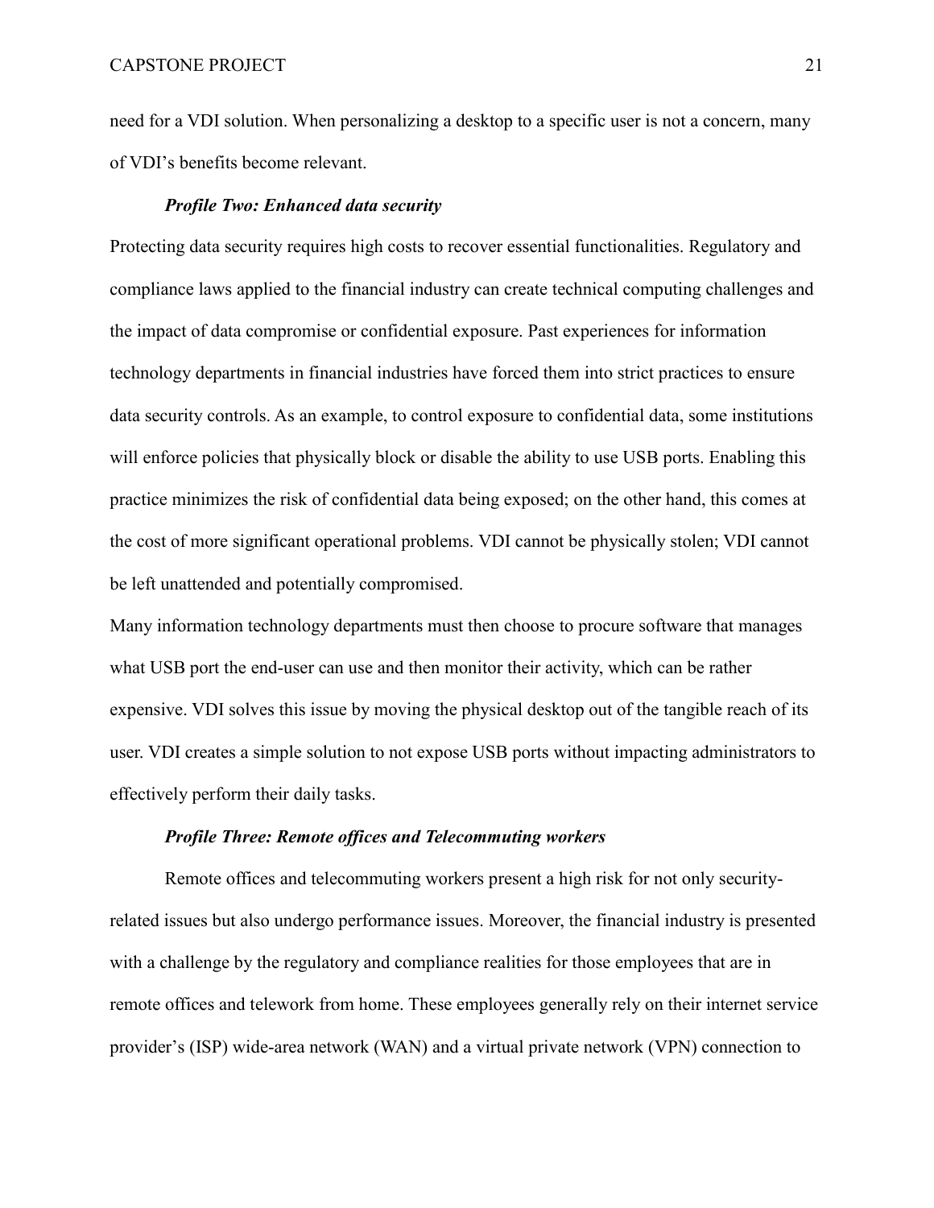need for a VDI solution. When personalizing a desktop to a specific user is not a concern, many of VDI's benefits become relevant.

***Profile Two: Enhanced data security***

Protecting data security requires high costs to recover essential functionalities. Regulatory and compliance laws applied to the financial industry can create technical computing challenges and the impact of data compromise or confidential exposure. Past experiences for information technology departments in financial industries have forced them into strict practices to ensure data security controls. As an example, to control exposure to confidential data, some institutions will enforce policies that physically block or disable the ability to use USB ports. Enabling this practice minimizes the risk of confidential data being exposed; on the other hand, this comes at the cost of more significant operational problems. VDI cannot be physically stolen; VDI cannot be left unattended and potentially compromised.

Many information technology departments must then choose to procure software that manages what USB port the end-user can use and then monitor their activity, which can be rather expensive. VDI solves this issue by moving the physical desktop out of the tangible reach of its user. VDI creates a simple solution to not expose USB ports without impacting administrators to effectively perform their daily tasks.

***Profile Three: Remote offices and Telecommuting workers***

Remote offices and telecommuting workers present a high risk for not only security-related issues but also undergo performance issues. Moreover, the financial industry is presented with a challenge by the regulatory and compliance realities for those employees that are in remote offices and telework from home. These employees generally rely on their internet service provider's (ISP) wide-area network (WAN) and a virtual private network (VPN) connection to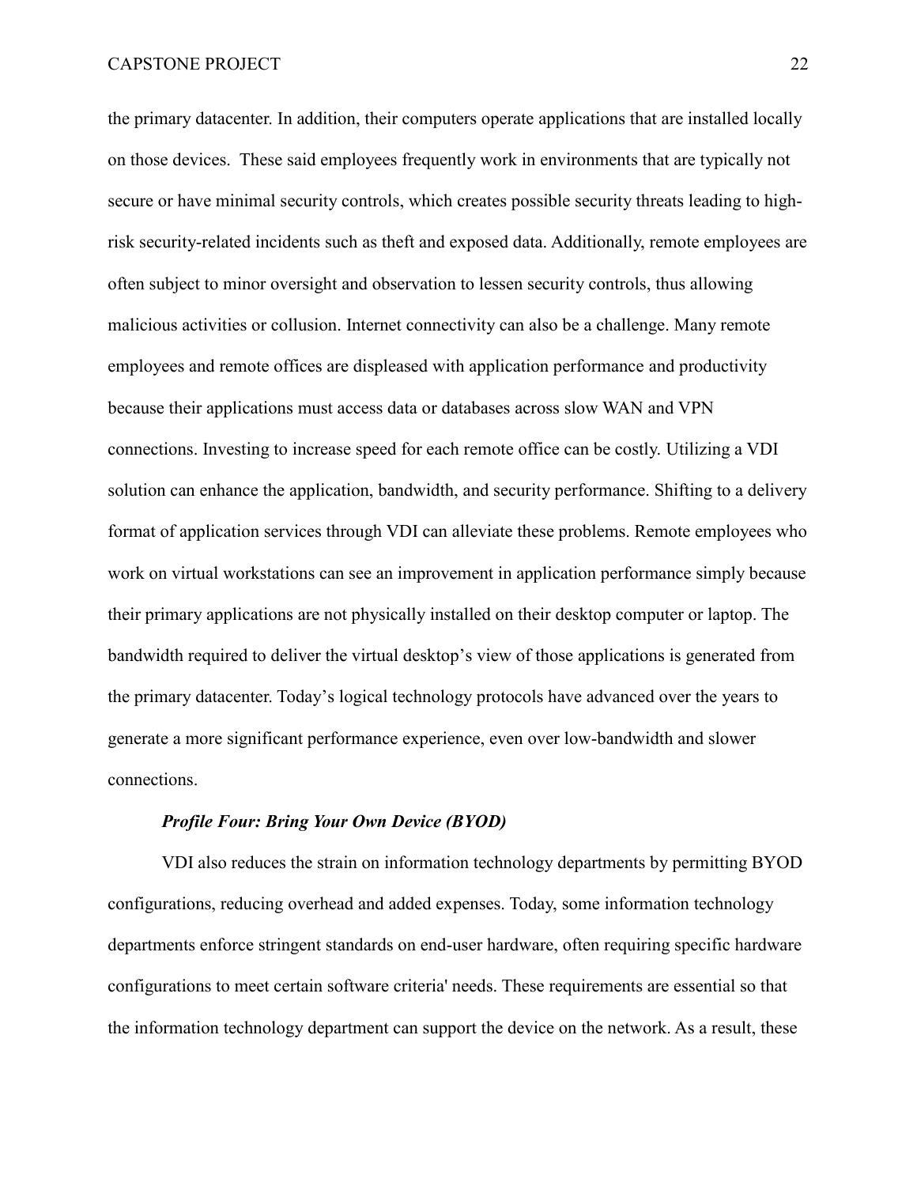the primary datacenter. In addition, their computers operate applications that are installed locally on those devices.  These said employees frequently work in environments that are typically not secure or have minimal security controls, which creates possible security threats leading to high-risk security-related incidents such as theft and exposed data. Additionally, remote employees are often subject to minor oversight and observation to lessen security controls, thus allowing malicious activities or collusion. Internet connectivity can also be a challenge. Many remote employees and remote offices are displeased with application performance and productivity because their applications must access data or databases across slow WAN and VPN connections. Investing to increase speed for each remote office can be costly. Utilizing a VDI solution can enhance the application, bandwidth, and security performance. Shifting to a delivery format of application services through VDI can alleviate these problems. Remote employees who work on virtual workstations can see an improvement in application performance simply because their primary applications are not physically installed on their desktop computer or laptop. The bandwidth required to deliver the virtual desktop's view of those applications is generated from the primary datacenter. Today's logical technology protocols have advanced over the years to generate a more significant performance experience, even over low-bandwidth and slower connections.

#### *Profile Four: Bring Your Own Device (BYOD)*

VDI also reduces the strain on information technology departments by permitting BYOD configurations, reducing overhead and added expenses. Today, some information technology departments enforce stringent standards on end-user hardware, often requiring specific hardware configurations to meet certain software criteria' needs. These requirements are essential so that the information technology department can support the device on the network. As a result, these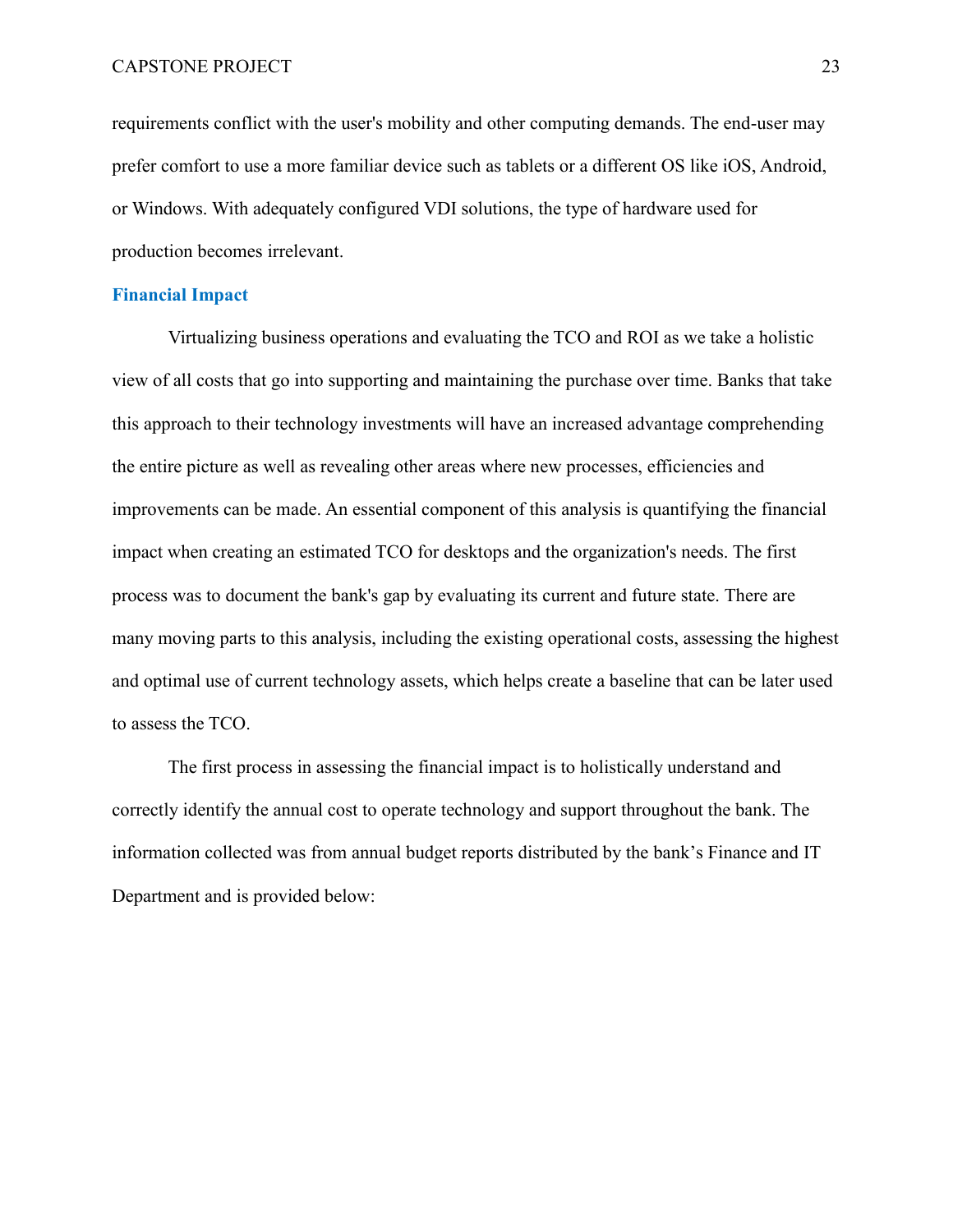requirements conflict with the user's mobility and other computing demands. The end-user may prefer comfort to use a more familiar device such as tablets or a different OS like iOS, Android, or Windows. With adequately configured VDI solutions, the type of hardware used for production becomes irrelevant.

## Financial Impact

Virtualizing business operations and evaluating the TCO and ROI as we take a holistic view of all costs that go into supporting and maintaining the purchase over time. Banks that take this approach to their technology investments will have an increased advantage comprehending the entire picture as well as revealing other areas where new processes, efficiencies and improvements can be made. An essential component of this analysis is quantifying the financial impact when creating an estimated TCO for desktops and the organization's needs. The first process was to document the bank's gap by evaluating its current and future state. There are many moving parts to this analysis, including the existing operational costs, assessing the highest and optimal use of current technology assets, which helps create a baseline that can be later used to assess the TCO.

The first process in assessing the financial impact is to holistically understand and correctly identify the annual cost to operate technology and support throughout the bank. The information collected was from annual budget reports distributed by the bank's Finance and IT Department and is provided below: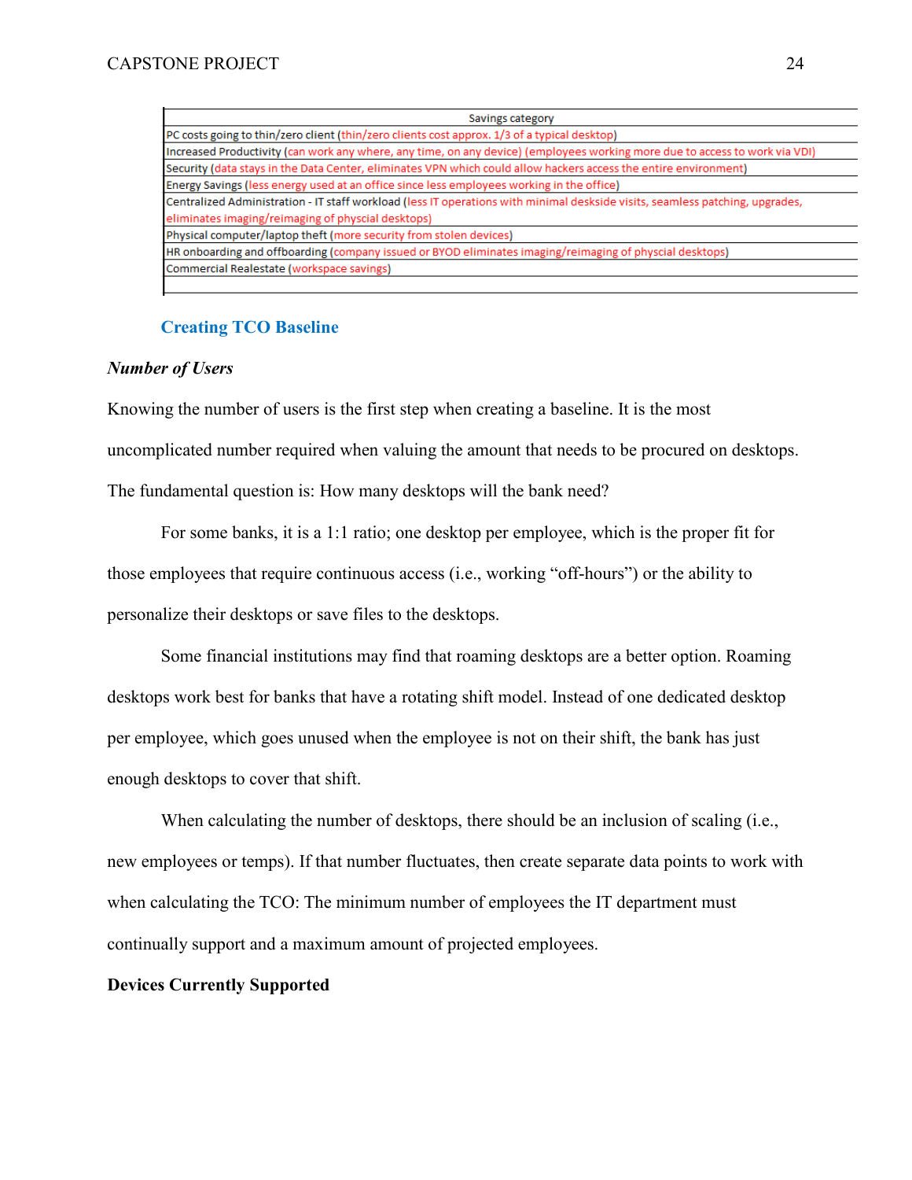| Savings category |
| --- |
| PC costs going to thin/zero client (thin/zero clients cost approx. 1/3 of a typical desktop) |
| Increased Productivity (can work any where, any time, on any device) (employees working more due to access to work via VDI) |
| Security (data stays in the Data Center, eliminates VPN which could allow hackers access the entire environment) |
| Energy Savings (less energy used at an office since less employees working in the office) |
| Centralized Administration - IT staff workload (less IT operations with minimal deskside visits, seamless patching, upgrades, eliminates imaging/reimaging of physcial desktops) |
| Physical computer/laptop theft (more security from stolen devices) |
| HR onboarding and offboarding (company issued or BYOD eliminates imaging/reimaging of physcial desktops) |
| Commercial Realestate (workspace savings) |
| |

## Creating TCO Baseline

### *Number of Users*

Knowing the number of users is the first step when creating a baseline. It is the most uncomplicated number required when valuing the amount that needs to be procured on desktops. The fundamental question is: How many desktops will the bank need?

For some banks, it is a 1:1 ratio; one desktop per employee, which is the proper fit for those employees that require continuous access (i.e., working “off-hours”) or the ability to personalize their desktops or save files to the desktops.

Some financial institutions may find that roaming desktops are a better option. Roaming desktops work best for banks that have a rotating shift model. Instead of one dedicated desktop per employee, which goes unused when the employee is not on their shift, the bank has just enough desktops to cover that shift.

When calculating the number of desktops, there should be an inclusion of scaling (i.e., new employees or temps). If that number fluctuates, then create separate data points to work with when calculating the TCO: The minimum number of employees the IT department must continually support and a maximum amount of projected employees.

### **Devices Currently Supported**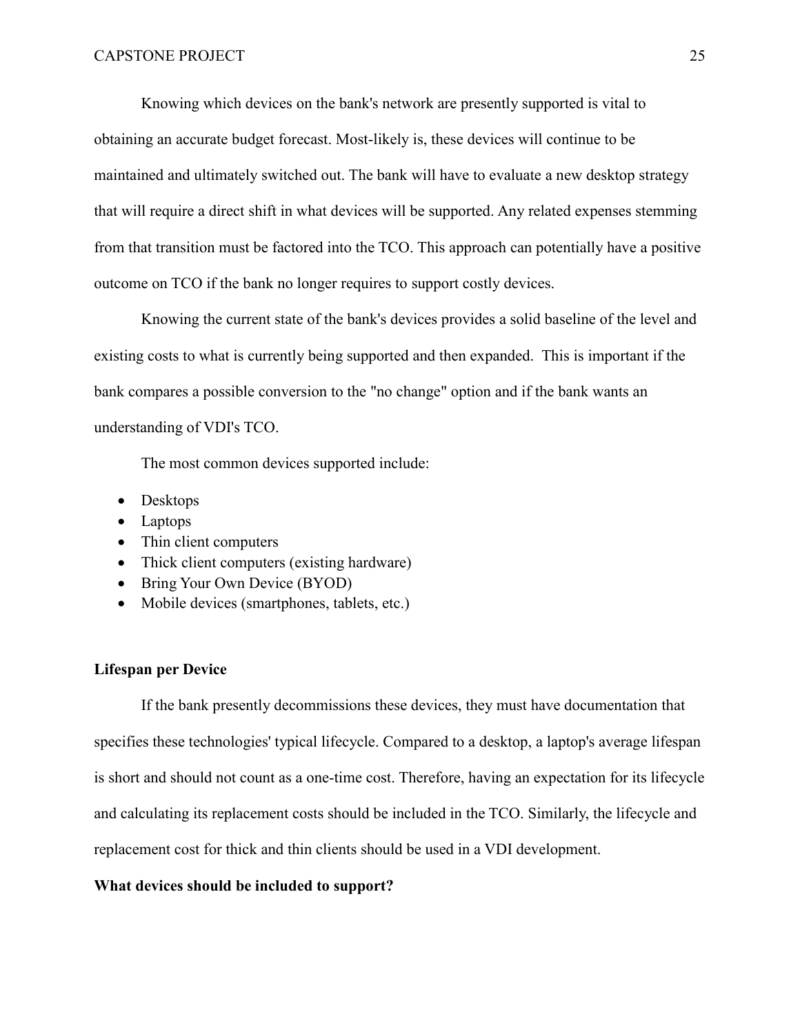Knowing which devices on the bank's network are presently supported is vital to obtaining an accurate budget forecast. Most-likely is, these devices will continue to be maintained and ultimately switched out. The bank will have to evaluate a new desktop strategy that will require a direct shift in what devices will be supported. Any related expenses stemming from that transition must be factored into the TCO. This approach can potentially have a positive outcome on TCO if the bank no longer requires to support costly devices.

Knowing the current state of the bank's devices provides a solid baseline of the level and existing costs to what is currently being supported and then expanded. This is important if the bank compares a possible conversion to the "no change" option and if the bank wants an understanding of VDI's TCO.

The most common devices supported include:

- Desktops
- Laptops
- Thin client computers
- Thick client computers (existing hardware)
- Bring Your Own Device (BYOD)
- Mobile devices (smartphones, tablets, etc.)

**Lifespan per Device**

If the bank presently decommissions these devices, they must have documentation that specifies these technologies' typical lifecycle. Compared to a desktop, a laptop's average lifespan is short and should not count as a one-time cost. Therefore, having an expectation for its lifecycle and calculating its replacement costs should be included in the TCO. Similarly, the lifecycle and replacement cost for thick and thin clients should be used in a VDI development.

**What devices should be included to support?**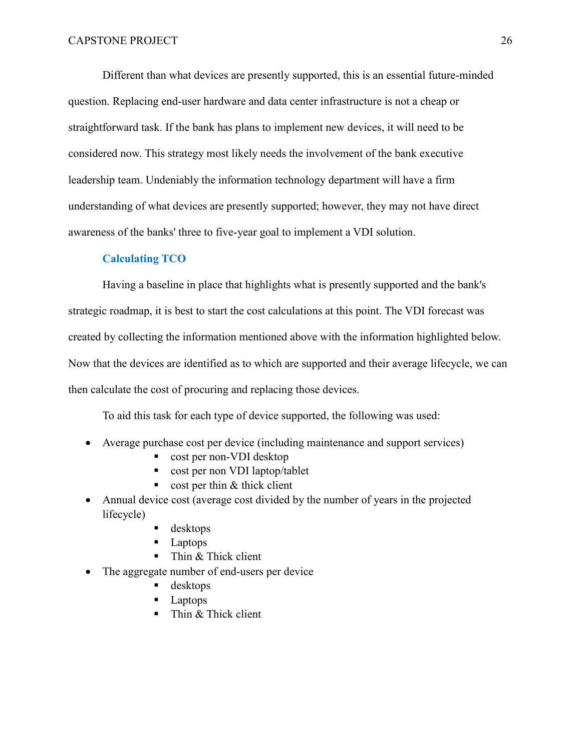Different than what devices are presently supported, this is an essential future-minded question. Replacing end-user hardware and data center infrastructure is not a cheap or straightforward task. If the bank has plans to implement new devices, it will need to be considered now. This strategy most likely needs the involvement of the bank executive leadership team. Undeniably the information technology department will have a firm understanding of what devices are presently supported; however, they may not have direct awareness of the banks' three to five-year goal to implement a VDI solution.

### Calculating TCO

Having a baseline in place that highlights what is presently supported and the bank's strategic roadmap, it is best to start the cost calculations at this point. The VDI forecast was created by collecting the information mentioned above with the information highlighted below. Now that the devices are identified as to which are supported and their average lifecycle, we can then calculate the cost of procuring and replacing those devices.

To aid this task for each type of device supported, the following was used:

- Average purchase cost per device (including maintenance and support services)
    - cost per non-VDI desktop
    - cost per non VDI laptop/tablet
    - cost per thin & thick client
- Annual device cost (average cost divided by the number of years in the projected lifecycle)
    - desktops
    - Laptops
    - Thin & Thick client
- The aggregate number of end-users per device
    - desktops
    - Laptops
    - Thin & Thick client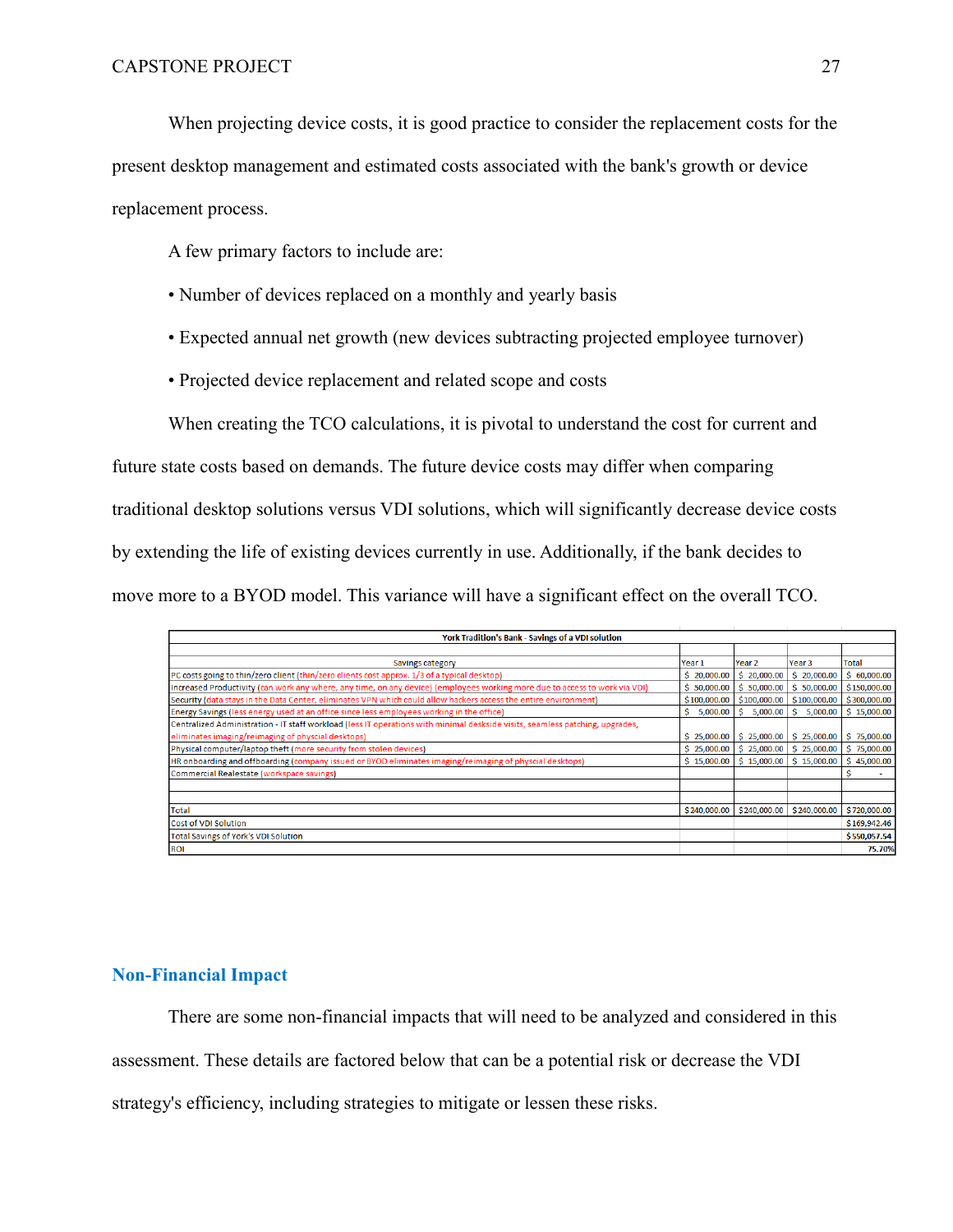When projecting device costs, it is good practice to consider the replacement costs for the present desktop management and estimated costs associated with the bank's growth or device replacement process.

A few primary factors to include are:

- Number of devices replaced on a monthly and yearly basis
- Expected annual net growth (new devices subtracting projected employee turnover)
- Projected device replacement and related scope and costs

When creating the TCO calculations, it is pivotal to understand the cost for current and future state costs based on demands. The future device costs may differ when comparing traditional desktop solutions versus VDI solutions, which will significantly decrease device costs by extending the life of existing devices currently in use. Additionally, if the bank decides to move more to a BYOD model. This variance will have a significant effect on the overall TCO.

| York Tradition's Bank - Savings of a VDI solution | | | | |
|---|---|---|---|---|
| Savings category | Year 1 | Year 2 | Year 3 | Total |
| PC costs going to thin/zero client (thin/zero clients cost approx. 1/3 of a typical desktop) | $ 20,000.00 | $ 20,000.00 | $ 20,000.00 | $ 60,000.00 |
| Increased Productivity (can work any where, any time, on any device) (employees working more due to access to work via VDI) | $ 50,000.00 | $ 50,000.00 | $ 50,000.00 | $150,000.00 |
| Security (data stays in the Data Center, eliminates VPN which could allow hackers access the entire environment) | $100,000.00 | $100,000.00 | $100,000.00 | $300,000.00 |
| Energy Savings (less energy used at an office since less employees working in the office) | $ 5,000.00 | $ 5,000.00 | $ 5,000.00 | $ 15,000.00 |
| Centralized Administration - IT staff workload (less IT operations with minimal deskside visits, seamless patching, upgrades, eliminates imaging/reimaging of physcial desktops) | $ 25,000.00 | $ 25,000.00 | $ 25,000.00 | $ 75,000.00 |
| Physical computer/laptop theft (more security from stolen devices) | $ 25,000.00 | $ 25,000.00 | $ 25,000.00 | $ 75,000.00 |
| HR onboarding and offboarding (company issued or BYOD eliminates imaging/reimaging of physcial desktops) | $ 15,000.00 | $ 15,000.00 | $ 15,000.00 | $ 45,000.00 |
| Commercial Realestate (workspace savings) | | | | $ - |
| | | | | |
| Total | $240,000.00 | $240,000.00 | $240,000.00 | $720,000.00 |
| Cost of VDI Solution | | | | $169,942.46 |
| Total Savings of York's VDI Solution | | | | $550,057.54 |
| ROI | | | | 75.70% |

## Non-Financial Impact

There are some non-financial impacts that will need to be analyzed and considered in this assessment. These details are factored below that can be a potential risk or decrease the VDI strategy's efficiency, including strategies to mitigate or lessen these risks.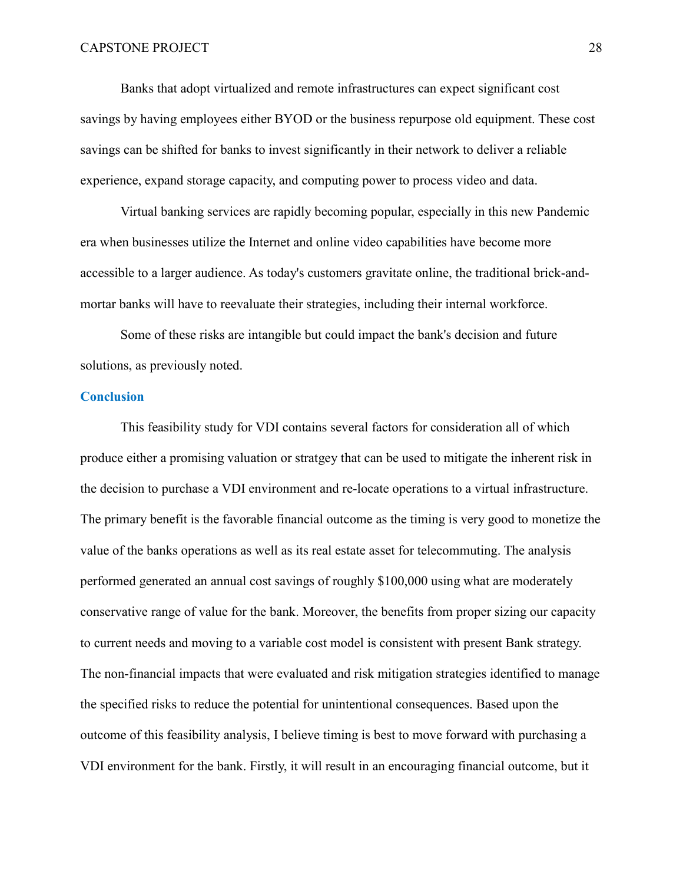Banks that adopt virtualized and remote infrastructures can expect significant cost savings by having employees either BYOD or the business repurpose old equipment. These cost savings can be shifted for banks to invest significantly in their network to deliver a reliable experience, expand storage capacity, and computing power to process video and data.

Virtual banking services are rapidly becoming popular, especially in this new Pandemic era when businesses utilize the Internet and online video capabilities have become more accessible to a larger audience. As today's customers gravitate online, the traditional brick-and-mortar banks will have to reevaluate their strategies, including their internal workforce.

Some of these risks are intangible but could impact the bank's decision and future solutions, as previously noted.

## Conclusion

This feasibility study for VDI contains several factors for consideration all of which produce either a promising valuation or stratgey that can be used to mitigate the inherent risk in the decision to purchase a VDI environment and re-locate operations to a virtual infrastructure. The primary benefit is the favorable financial outcome as the timing is very good to monetize the value of the banks operations as well as its real estate asset for telecommuting. The analysis performed generated an annual cost savings of roughly $100,000 using what are moderately conservative range of value for the bank. Moreover, the benefits from proper sizing our capacity to current needs and moving to a variable cost model is consistent with present Bank strategy. The non-financial impacts that were evaluated and risk mitigation strategies identified to manage the specified risks to reduce the potential for unintentional consequences. Based upon the outcome of this feasibility analysis, I believe timing is best to move forward with purchasing a VDI environment for the bank. Firstly, it will result in an encouraging financial outcome, but it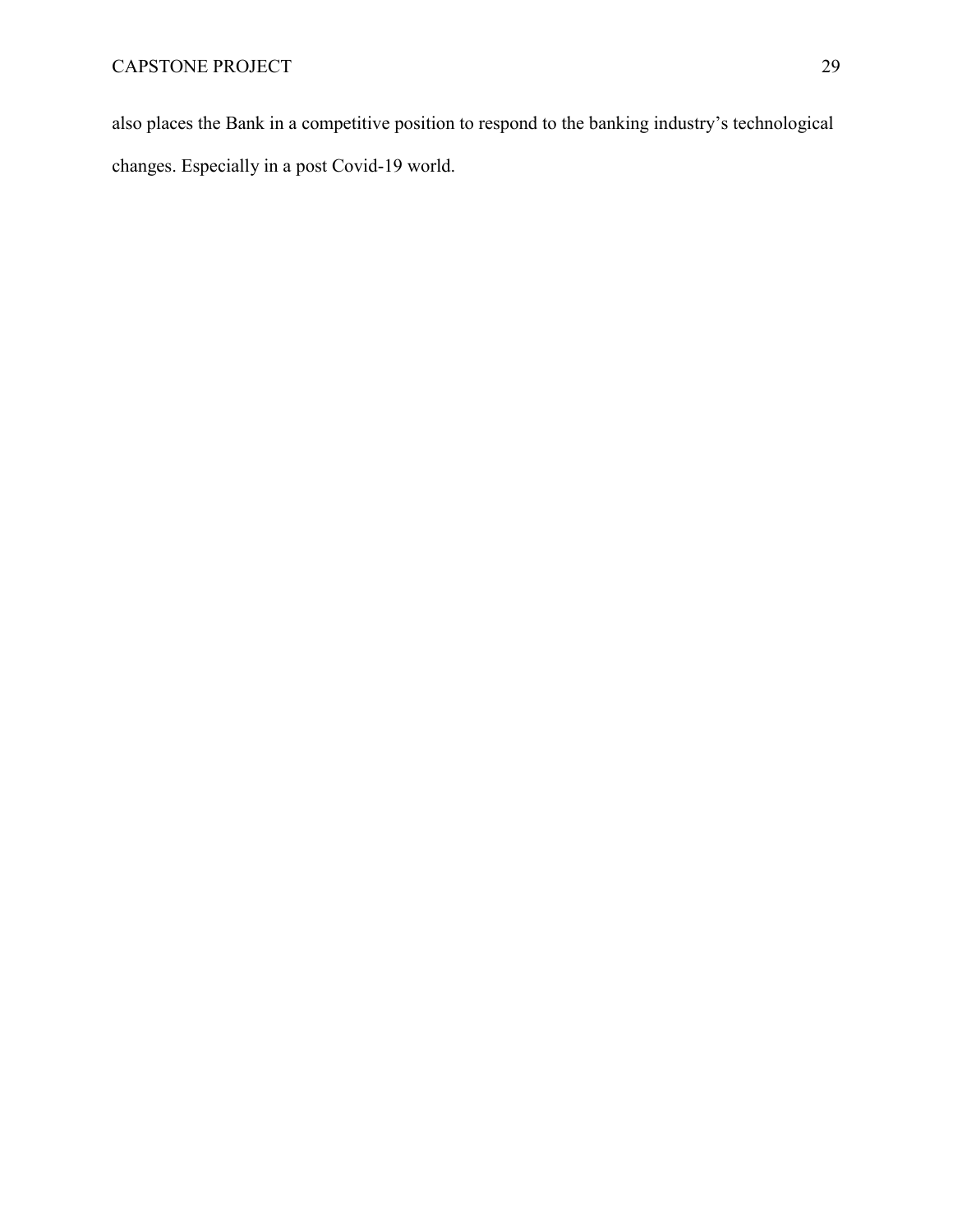also places the Bank in a competitive position to respond to the banking industry's technological changes. Especially in a post Covid-19 world.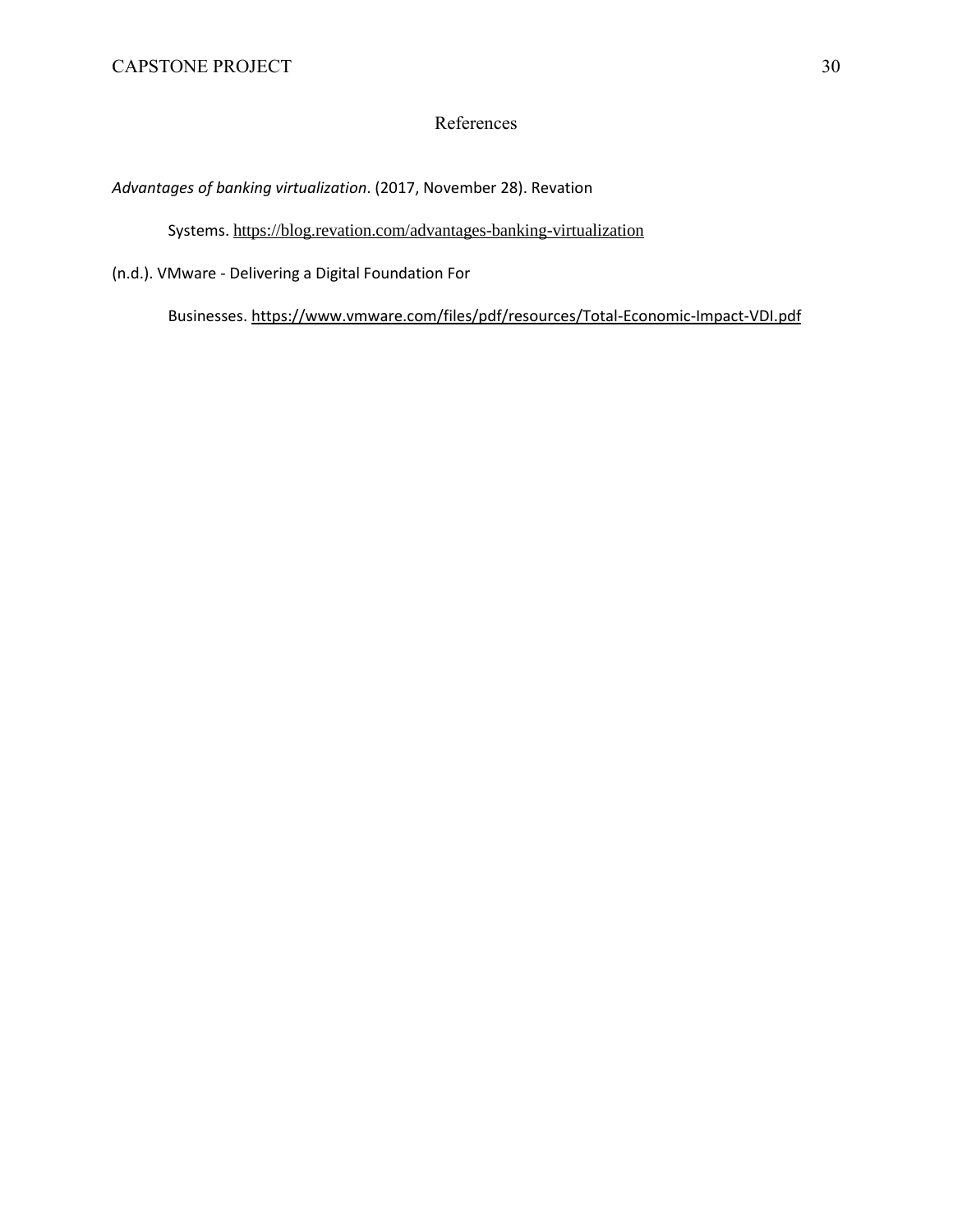# References

*Advantages of banking virtualization*. (2017, November 28). Revation Systems. https://blog.revation.com/advantages-banking-virtualization

(n.d.). VMware - Delivering a Digital Foundation For Businesses. https://www.vmware.com/files/pdf/resources/Total-Economic-Impact-VDI.pdf